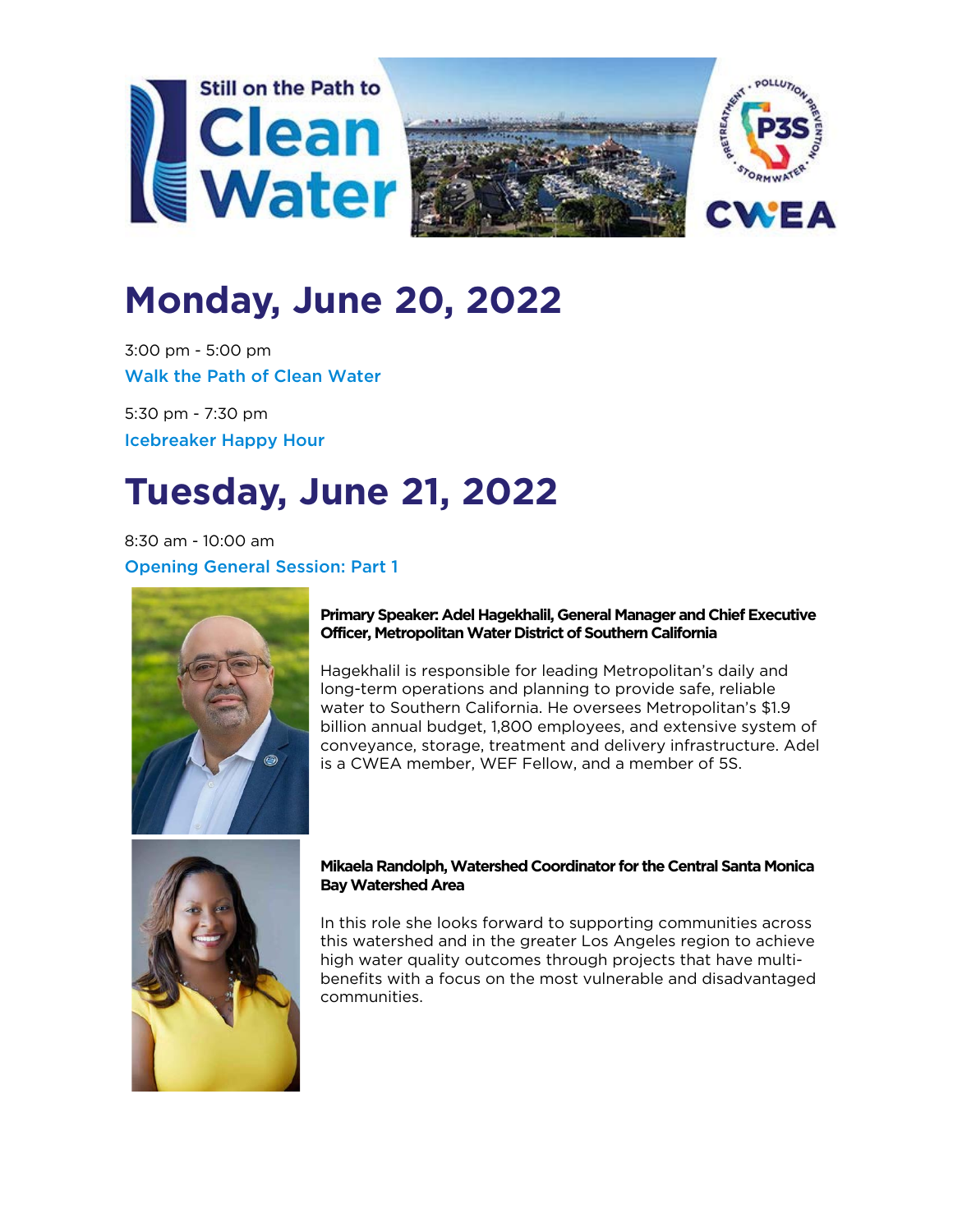# Monday, June 20, 2022

3:00 pm - 5:00 pm

**Walk the Path of Clean Water**

5:30 pm - 7:30 pm

**Icebreaker Happy Hour**

# Tuesday, June 21, 2022

8:30 am - 10:00 am

**Opening General Session: Part 1**

**Primary Speaker: Adel Hagekhalil, General Manager and Chief Executive Officer, Metropolitan Water District of Southern California**

Hagekhalil is responsible for leading Metropolitan's daily and long-term operations and planning to provide safe, reliable water to Southern California. He oversees Metropolitan's $1.9 billion annual budget, 1,800 employees, and extensive system of conveyance, storage, treatment and delivery infrastructure. Adel is a CWEA member, WEF Fellow, and a member of 5S.

**Mikaela Randolph, Watershed Coordinator for the Central Santa Monica Bay Watershed Area**

In this role she looks forward to supporting communities across this watershed and in the greater Los Angeles region to achieve high water quality outcomes through projects that have multi-benefits with a focus on the most vulnerable and disadvantaged communities.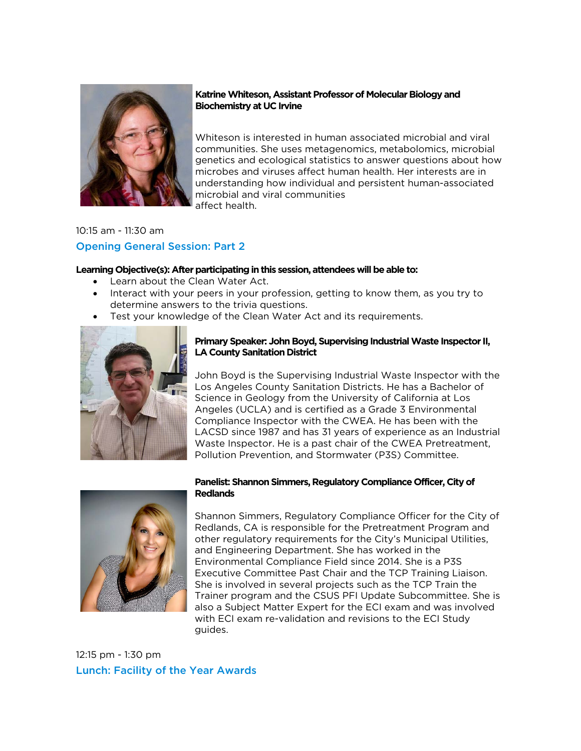**Katrine Whiteson, Assistant Professor of Molecular Biology and Biochemistry at UC Irvine**

Whiteson is interested in human associated microbial and viral communities. She uses metagenomics, metabolomics, microbial genetics and ecological statistics to answer questions about how microbes and viruses affect human health. Her interests are in understanding how individual and persistent human-associated microbial and viral communities affect health.

10:15 am - 11:30 am

## Opening General Session: Part 2

**Learning Objective(s): After participating in this session, attendees will be able to:**

- Learn about the Clean Water Act.
- Interact with your peers in your profession, getting to know them, as you try to determine answers to the trivia questions.
- Test your knowledge of the Clean Water Act and its requirements.

**Primary Speaker: John Boyd, Supervising Industrial Waste Inspector II, LA County Sanitation District**

John Boyd is the Supervising Industrial Waste Inspector with the Los Angeles County Sanitation Districts. He has a Bachelor of Science in Geology from the University of California at Los Angeles (UCLA) and is certified as a Grade 3 Environmental Compliance Inspector with the CWEA. He has been with the LACSD since 1987 and has 31 years of experience as an Industrial Waste Inspector. He is a past chair of the CWEA Pretreatment, Pollution Prevention, and Stormwater (P3S) Committee.

**Panelist: Shannon Simmers, Regulatory Compliance Officer, City of Redlands**

Shannon Simmers, Regulatory Compliance Officer for the City of Redlands, CA is responsible for the Pretreatment Program and other regulatory requirements for the City's Municipal Utilities, and Engineering Department. She has worked in the Environmental Compliance Field since 2014. She is a P3S Executive Committee Past Chair and the TCP Training Liaison. She is involved in several projects such as the TCP Train the Trainer program and the CSUS PFI Update Subcommittee. She is also a Subject Matter Expert for the ECI exam and was involved with ECI exam re-validation and revisions to the ECI Study guides.

12:15 pm - 1:30 pm

## Lunch: Facility of the Year Awards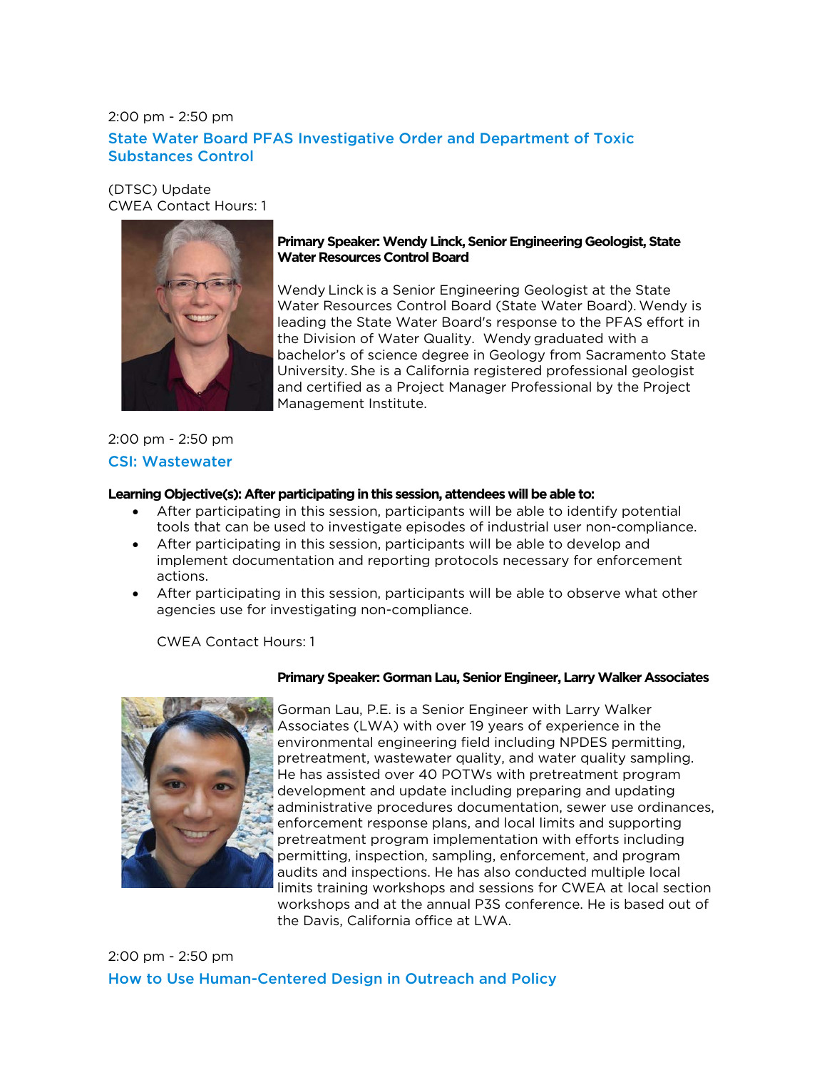2:00 pm - 2:50 pm

### State Water Board PFAS Investigative Order and Department of Toxic Substances Control

(DTSC) Update
CWEA Contact Hours: 1

**Primary Speaker: Wendy Linck, Senior Engineering Geologist, State Water Resources Control Board**

Wendy Linck is a Senior Engineering Geologist at the State Water Resources Control Board (State Water Board). Wendy is leading the State Water Board's response to the PFAS effort in the Division of Water Quality. Wendy graduated with a bachelor's of science degree in Geology from Sacramento State University. She is a California registered professional geologist and certified as a Project Manager Professional by the Project Management Institute.

2:00 pm - 2:50 pm

### CSI: Wastewater

**Learning Objective(s): After participating in this session, attendees will be able to:**

- After participating in this session, participants will be able to identify potential tools that can be used to investigate episodes of industrial user non-compliance.
- After participating in this session, participants will be able to develop and implement documentation and reporting protocols necessary for enforcement actions.
- After participating in this session, participants will be able to observe what other agencies use for investigating non-compliance.

CWEA Contact Hours: 1

**Primary Speaker: Gorman Lau, Senior Engineer, Larry Walker Associates**

Gorman Lau, P.E. is a Senior Engineer with Larry Walker Associates (LWA) with over 19 years of experience in the environmental engineering field including NPDES permitting, pretreatment, wastewater quality, and water quality sampling. He has assisted over 40 POTWs with pretreatment program development and update including preparing and updating administrative procedures documentation, sewer use ordinances, enforcement response plans, and local limits and supporting pretreatment program implementation with efforts including permitting, inspection, sampling, enforcement, and program audits and inspections. He has also conducted multiple local limits training workshops and sessions for CWEA at local section workshops and at the annual P3S conference. He is based out of the Davis, California office at LWA.

2:00 pm - 2:50 pm

### How to Use Human-Centered Design in Outreach and Policy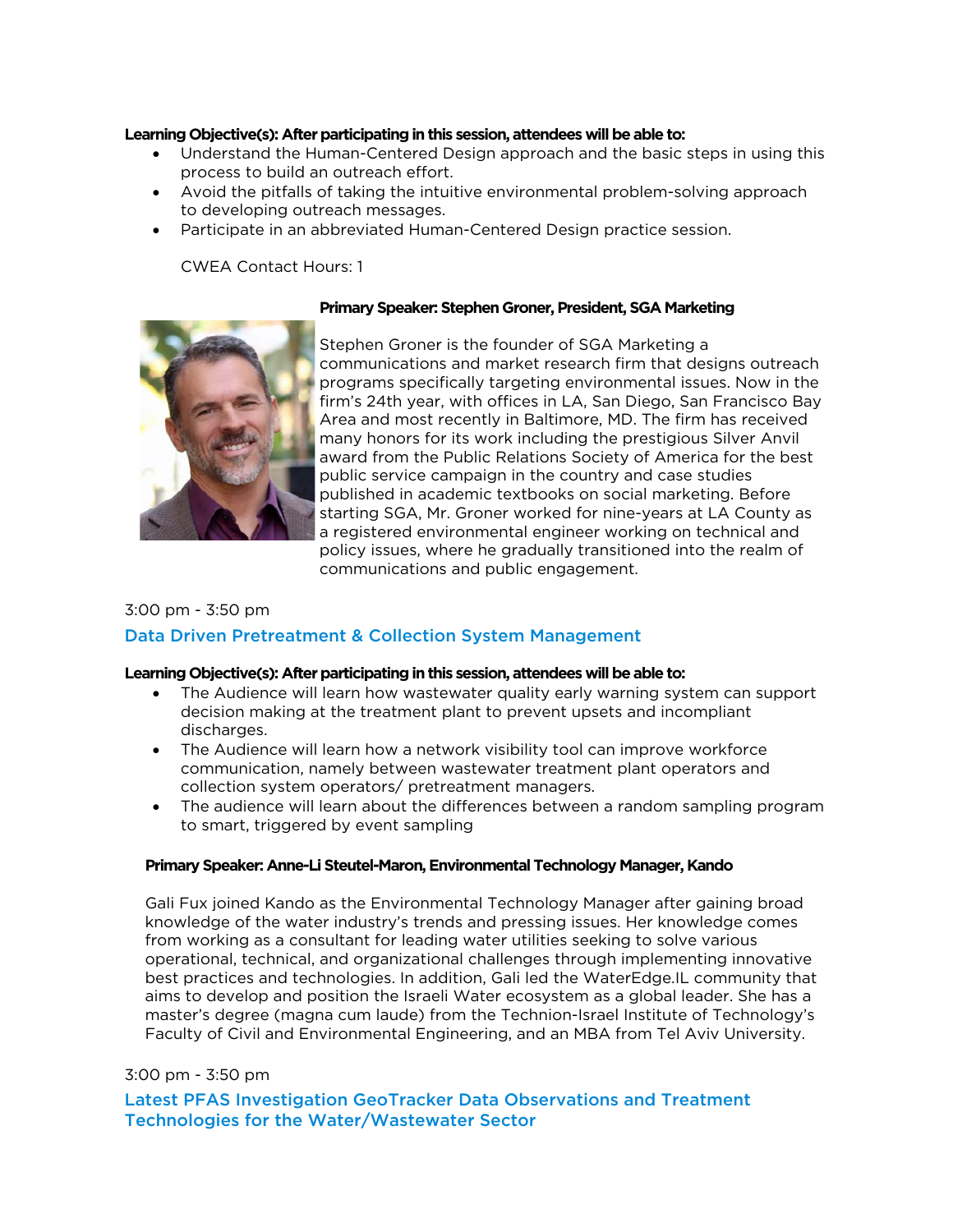**Learning Objective(s): After participating in this session, attendees will be able to:**

- Understand the Human-Centered Design approach and the basic steps in using this process to build an outreach effort.
- Avoid the pitfalls of taking the intuitive environmental problem-solving approach to developing outreach messages.
- Participate in an abbreviated Human-Centered Design practice session.

CWEA Contact Hours: 1

**Primary Speaker: Stephen Groner, President, SGA Marketing**

Stephen Groner is the founder of SGA Marketing a communications and market research firm that designs outreach programs specifically targeting environmental issues. Now in the firm's 24th year, with offices in LA, San Diego, San Francisco Bay Area and most recently in Baltimore, MD. The firm has received many honors for its work including the prestigious Silver Anvil award from the Public Relations Society of America for the best public service campaign in the country and case studies published in academic textbooks on social marketing. Before starting SGA, Mr. Groner worked for nine-years at LA County as a registered environmental engineer working on technical and policy issues, where he gradually transitioned into the realm of communications and public engagement.

3:00 pm - 3:50 pm

## Data Driven Pretreatment & Collection System Management

**Learning Objective(s): After participating in this session, attendees will be able to:**

- The Audience will learn how wastewater quality early warning system can support decision making at the treatment plant to prevent upsets and incompliant discharges.
- The Audience will learn how a network visibility tool can improve workforce communication, namely between wastewater treatment plant operators and collection system operators/ pretreatment managers.
- The audience will learn about the differences between a random sampling program to smart, triggered by event sampling

**Primary Speaker: Anne-Li Steutel-Maron, Environmental Technology Manager, Kando**

Gali Fux joined Kando as the Environmental Technology Manager after gaining broad knowledge of the water industry's trends and pressing issues. Her knowledge comes from working as a consultant for leading water utilities seeking to solve various operational, technical, and organizational challenges through implementing innovative best practices and technologies. In addition, Gali led the WaterEdge.IL community that aims to develop and position the Israeli Water ecosystem as a global leader. She has a master's degree (magna cum laude) from the Technion-Israel Institute of Technology's Faculty of Civil and Environmental Engineering, and an MBA from Tel Aviv University.

3:00 pm - 3:50 pm

## Latest PFAS Investigation GeoTracker Data Observations and Treatment Technologies for the Water/Wastewater Sector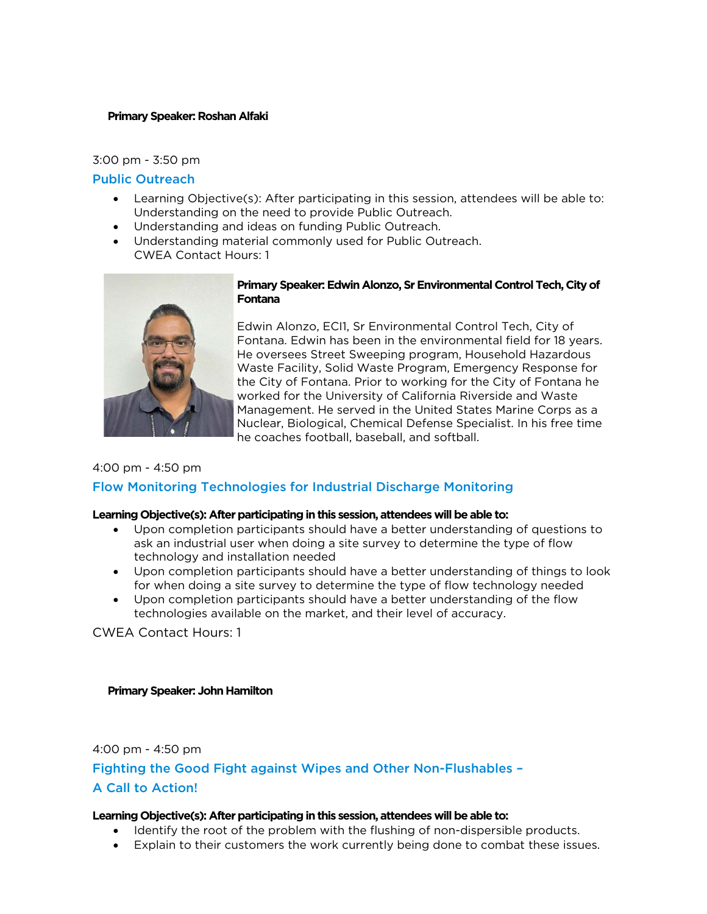**Primary Speaker: Roshan Alfaki**

3:00 pm - 3:50 pm

## Public Outreach

- Learning Objective(s): After participating in this session, attendees will be able to: Understanding on the need to provide Public Outreach.
- Understanding and ideas on funding Public Outreach.
- Understanding material commonly used for Public Outreach.
  CWEA Contact Hours: 1

**Primary Speaker: Edwin Alonzo, Sr Environmental Control Tech, City of Fontana**

Edwin Alonzo, ECI1, Sr Environmental Control Tech, City of Fontana. Edwin has been in the environmental field for 18 years. He oversees Street Sweeping program, Household Hazardous Waste Facility, Solid Waste Program, Emergency Response for the City of Fontana. Prior to working for the City of Fontana he worked for the University of California Riverside and Waste Management. He served in the United States Marine Corps as a Nuclear, Biological, Chemical Defense Specialist. In his free time he coaches football, baseball, and softball.

4:00 pm - 4:50 pm

## Flow Monitoring Technologies for Industrial Discharge Monitoring

**Learning Objective(s): After participating in this session, attendees will be able to:**

- Upon completion participants should have a better understanding of questions to ask an industrial user when doing a site survey to determine the type of flow technology and installation needed
- Upon completion participants should have a better understanding of things to look for when doing a site survey to determine the type of flow technology needed
- Upon completion participants should have a better understanding of the flow technologies available on the market, and their level of accuracy.

CWEA Contact Hours: 1

**Primary Speaker: John Hamilton**

4:00 pm - 4:50 pm

## Fighting the Good Fight against Wipes and Other Non-Flushables – A Call to Action!

**Learning Objective(s): After participating in this session, attendees will be able to:**

- Identify the root of the problem with the flushing of non-dispersible products.
- Explain to their customers the work currently being done to combat these issues.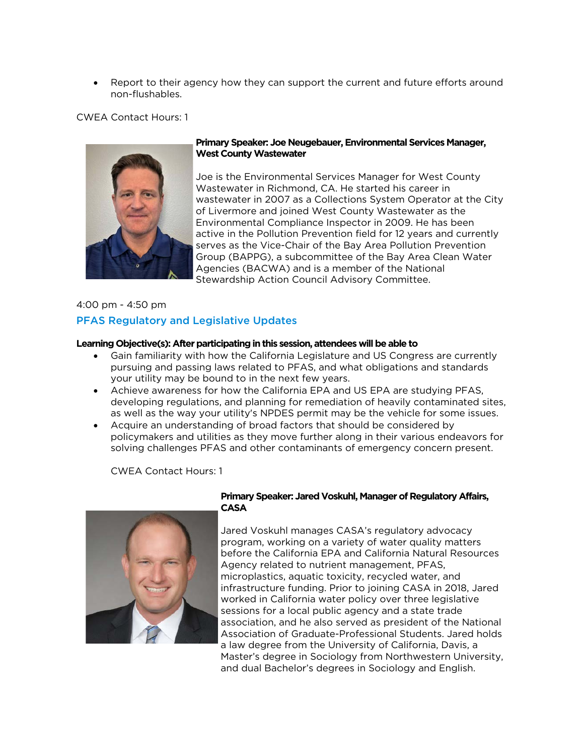- Report to their agency how they can support the current and future efforts around non-flushables.

CWEA Contact Hours: 1

**Primary Speaker: Joe Neugebauer, Environmental Services Manager, West County Wastewater**

Joe is the Environmental Services Manager for West County Wastewater in Richmond, CA. He started his career in wastewater in 2007 as a Collections System Operator at the City of Livermore and joined West County Wastewater as the Environmental Compliance Inspector in 2009. He has been active in the Pollution Prevention field for 12 years and currently serves as the Vice-Chair of the Bay Area Pollution Prevention Group (BAPPG), a subcommittee of the Bay Area Clean Water Agencies (BACWA) and is a member of the National Stewardship Action Council Advisory Committee.

4:00 pm - 4:50 pm

## PFAS Regulatory and Legislative Updates

**Learning Objective(s): After participating in this session, attendees will be able to**

- Gain familiarity with how the California Legislature and US Congress are currently pursuing and passing laws related to PFAS, and what obligations and standards your utility may be bound to in the next few years.
- Achieve awareness for how the California EPA and US EPA are studying PFAS, developing regulations, and planning for remediation of heavily contaminated sites, as well as the way your utility's NPDES permit may be the vehicle for some issues.
- Acquire an understanding of broad factors that should be considered by policymakers and utilities as they move further along in their various endeavors for solving challenges PFAS and other contaminants of emergency concern present.

CWEA Contact Hours: 1

**Primary Speaker: Jared Voskuhl, Manager of Regulatory Affairs, CASA**

Jared Voskuhl manages CASA's regulatory advocacy program, working on a variety of water quality matters before the California EPA and California Natural Resources Agency related to nutrient management, PFAS, microplastics, aquatic toxicity, recycled water, and infrastructure funding. Prior to joining CASA in 2018, Jared worked in California water policy over three legislative sessions for a local public agency and a state trade association, and he also served as president of the National Association of Graduate-Professional Students. Jared holds a law degree from the University of California, Davis, a Master's degree in Sociology from Northwestern University, and dual Bachelor's degrees in Sociology and English.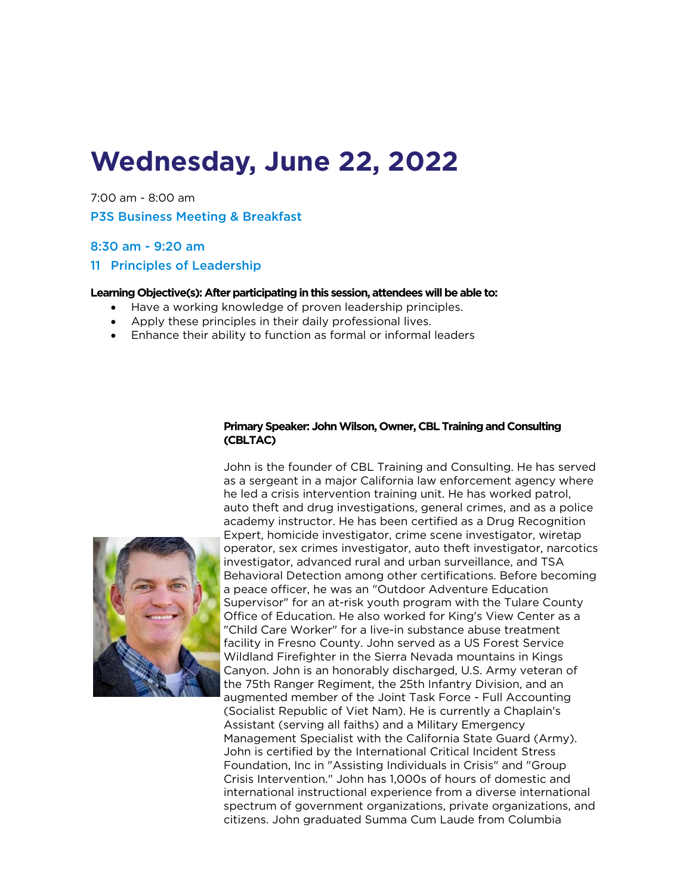# Wednesday, June 22, 2022

7:00 am - 8:00 am

P3S Business Meeting & Breakfast

8:30 am - 9:20 am

11 Principles of Leadership

**Learning Objective(s): After participating in this session, attendees will be able to:**

- Have a working knowledge of proven leadership principles.
- Apply these principles in their daily professional lives.
- Enhance their ability to function as formal or informal leaders

**Primary Speaker: John Wilson, Owner, CBL Training and Consulting (CBLTAC)**

John is the founder of CBL Training and Consulting. He has served as a sergeant in a major California law enforcement agency where he led a crisis intervention training unit. He has worked patrol, auto theft and drug investigations, general crimes, and as a police academy instructor. He has been certified as a Drug Recognition Expert, homicide investigator, crime scene investigator, wiretap operator, sex crimes investigator, auto theft investigator, narcotics investigator, advanced rural and urban surveillance, and TSA Behavioral Detection among other certifications. Before becoming a peace officer, he was an "Outdoor Adventure Education Supervisor" for an at-risk youth program with the Tulare County Office of Education. He also worked for King's View Center as a "Child Care Worker" for a live-in substance abuse treatment facility in Fresno County. John served as a US Forest Service Wildland Firefighter in the Sierra Nevada mountains in Kings Canyon. John is an honorably discharged, U.S. Army veteran of the 75th Ranger Regiment, the 25th Infantry Division, and an augmented member of the Joint Task Force - Full Accounting (Socialist Republic of Viet Nam). He is currently a Chaplain's Assistant (serving all faiths) and a Military Emergency Management Specialist with the California State Guard (Army). John is certified by the International Critical Incident Stress Foundation, Inc in "Assisting Individuals in Crisis" and "Group Crisis Intervention." John has 1,000s of hours of domestic and international instructional experience from a diverse international spectrum of government organizations, private organizations, and citizens. John graduated Summa Cum Laude from Columbia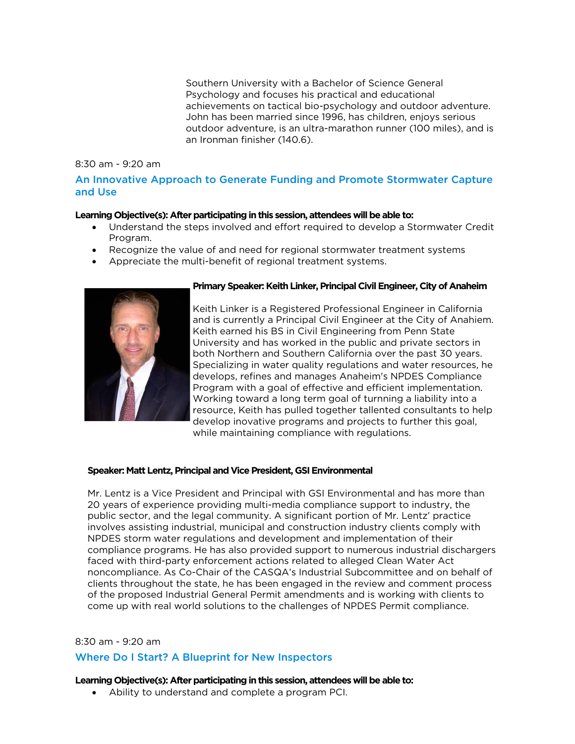Southern University with a Bachelor of Science General Psychology and focuses his practical and educational achievements on tactical bio-psychology and outdoor adventure. John has been married since 1996, has children, enjoys serious outdoor adventure, is an ultra-marathon runner (100 miles), and is an Ironman finisher (140.6).

8:30 am - 9:20 am

## An Innovative Approach to Generate Funding and Promote Stormwater Capture and Use

**Learning Objective(s): After participating in this session, attendees will be able to:**

- Understand the steps involved and effort required to develop a Stormwater Credit Program.
- Recognize the value of and need for regional stormwater treatment systems
- Appreciate the multi-benefit of regional treatment systems.

**Primary Speaker: Keith Linker, Principal Civil Engineer, City of Anaheim**

Keith Linker is a Registered Professional Engineer in California and is currently a Principal Civil Engineer at the City of Anahiem. Keith earned his BS in Civil Engineering from Penn State University and has worked in the public and private sectors in both Northern and Southern California over the past 30 years. Specializing in water quality regulations and water resources, he develops, refines and manages Anaheim's NPDES Compliance Program with a goal of effective and efficient implementation. Working toward a long term goal of turning a liability into a resource, Keith has pulled together tallented consultants to help develop inovative programs and projects to further this goal, while maintaining compliance with regulations.

**Speaker: Matt Lentz, Principal and Vice President, GSI Environmental**

Mr. Lentz is a Vice President and Principal with GSI Environmental and has more than 20 years of experience providing multi-media compliance support to industry, the public sector, and the legal community. A significant portion of Mr. Lentz' practice involves assisting industrial, municipal and construction industry clients comply with NPDES storm water regulations and development and implementation of their compliance programs. He has also provided support to numerous industrial dischargers faced with third-party enforcement actions related to alleged Clean Water Act noncompliance. As Co-Chair of the CASQA's Industrial Subcommittee and on behalf of clients throughout the state, he has been engaged in the review and comment process of the proposed Industrial General Permit amendments and is working with clients to come up with real world solutions to the challenges of NPDES Permit compliance.

8:30 am - 9:20 am

## Where Do I Start? A Blueprint for New Inspectors

**Learning Objective(s): After participating in this session, attendees will be able to:**

- Ability to understand and complete a program PCI.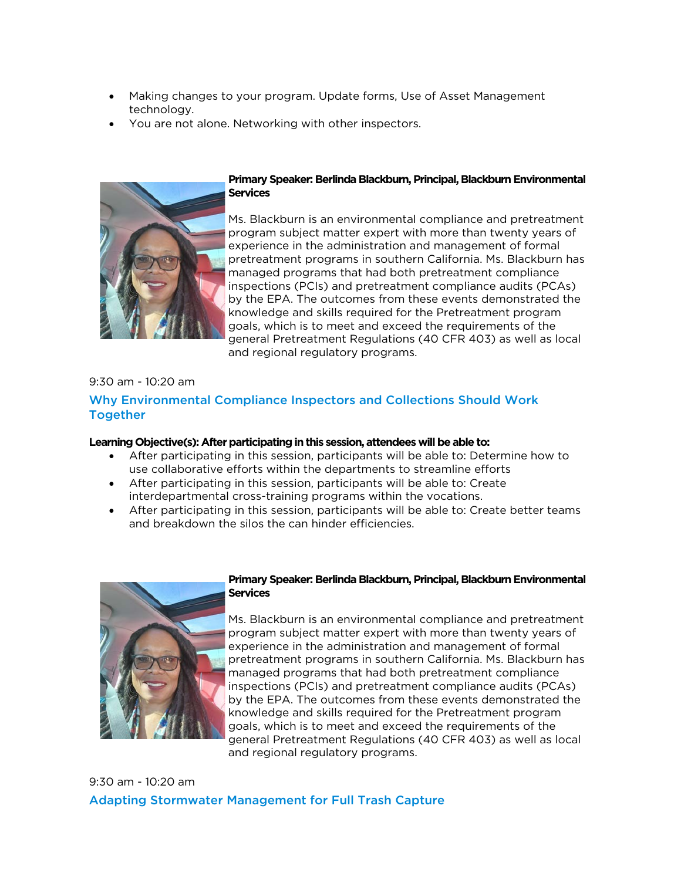- Making changes to your program. Update forms, Use of Asset Management technology.
- You are not alone. Networking with other inspectors.

**Primary Speaker: Berlinda Blackburn, Principal, Blackburn Environmental Services**

Ms. Blackburn is an environmental compliance and pretreatment program subject matter expert with more than twenty years of experience in the administration and management of formal pretreatment programs in southern California. Ms. Blackburn has managed programs that had both pretreatment compliance inspections (PCIs) and pretreatment compliance audits (PCAs) by the EPA. The outcomes from these events demonstrated the knowledge and skills required for the Pretreatment program goals, which is to meet and exceed the requirements of the general Pretreatment Regulations (40 CFR 403) as well as local and regional regulatory programs.

9:30 am - 10:20 am

### Why Environmental Compliance Inspectors and Collections Should Work Together

**Learning Objective(s): After participating in this session, attendees will be able to:**

- After participating in this session, participants will be able to: Determine how to use collaborative efforts within the departments to streamline efforts
- After participating in this session, participants will be able to: Create interdepartmental cross-training programs within the vocations.
- After participating in this session, participants will be able to: Create better teams and breakdown the silos the can hinder efficiencies.

**Primary Speaker: Berlinda Blackburn, Principal, Blackburn Environmental Services**

Ms. Blackburn is an environmental compliance and pretreatment program subject matter expert with more than twenty years of experience in the administration and management of formal pretreatment programs in southern California. Ms. Blackburn has managed programs that had both pretreatment compliance inspections (PCIs) and pretreatment compliance audits (PCAs) by the EPA. The outcomes from these events demonstrated the knowledge and skills required for the Pretreatment program goals, which is to meet and exceed the requirements of the general Pretreatment Regulations (40 CFR 403) as well as local and regional regulatory programs.

9:30 am - 10:20 am

### Adapting Stormwater Management for Full Trash Capture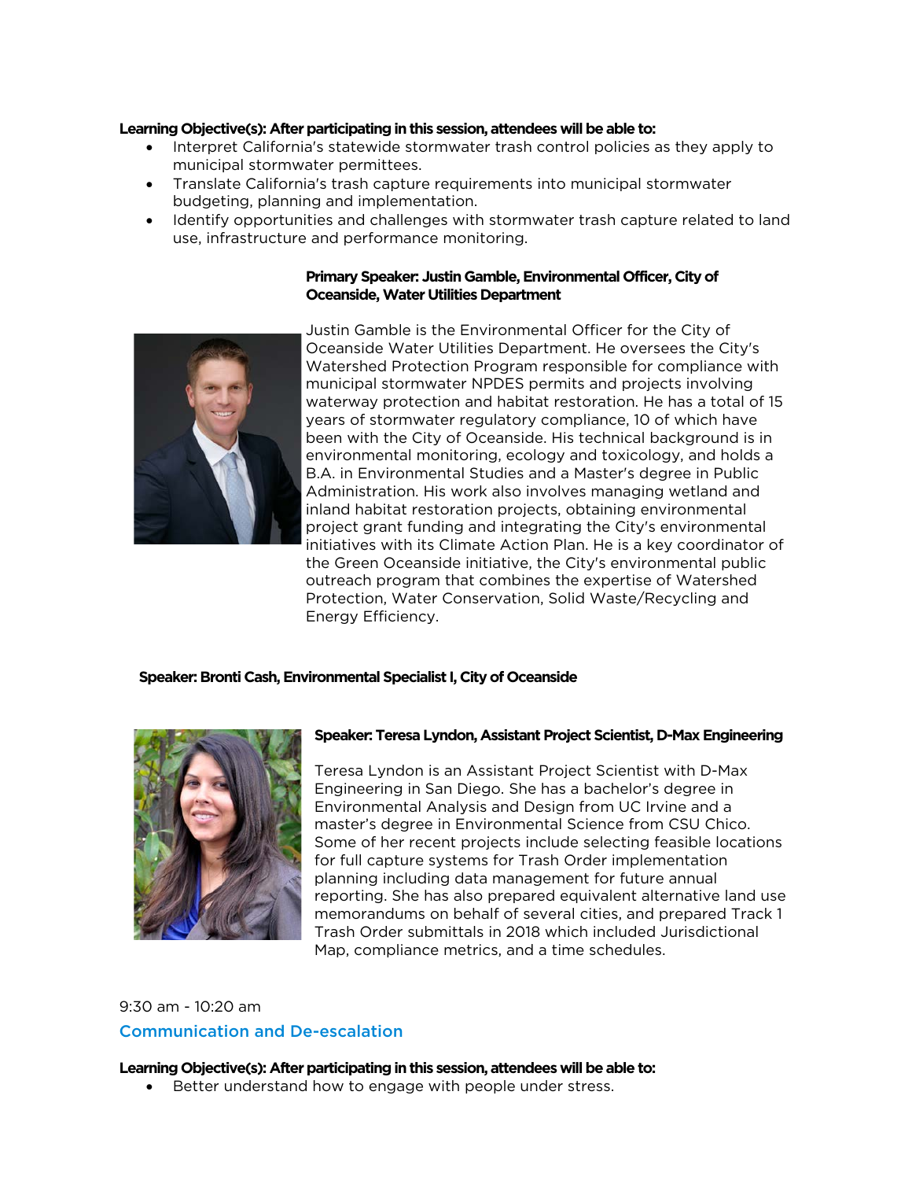**Learning Objective(s): After participating in this session, attendees will be able to:**

- Interpret California's statewide stormwater trash control policies as they apply to municipal stormwater permittees.
- Translate California's trash capture requirements into municipal stormwater budgeting, planning and implementation.
- Identify opportunities and challenges with stormwater trash capture related to land use, infrastructure and performance monitoring.

**Primary Speaker: Justin Gamble, Environmental Officer, City of Oceanside, Water Utilities Department**

Justin Gamble is the Environmental Officer for the City of Oceanside Water Utilities Department. He oversees the City's Watershed Protection Program responsible for compliance with municipal stormwater NPDES permits and projects involving waterway protection and habitat restoration. He has a total of 15 years of stormwater regulatory compliance, 10 of which have been with the City of Oceanside. His technical background is in environmental monitoring, ecology and toxicology, and holds a B.A. in Environmental Studies and a Master's degree in Public Administration. His work also involves managing wetland and inland habitat restoration projects, obtaining environmental project grant funding and integrating the City's environmental initiatives with its Climate Action Plan. He is a key coordinator of the Green Oceanside initiative, the City's environmental public outreach program that combines the expertise of Watershed Protection, Water Conservation, Solid Waste/Recycling and Energy Efficiency.

**Speaker: Bronti Cash, Environmental Specialist I, City of Oceanside**

**Speaker: Teresa Lyndon, Assistant Project Scientist, D-Max Engineering**

Teresa Lyndon is an Assistant Project Scientist with D-Max Engineering in San Diego. She has a bachelor's degree in Environmental Analysis and Design from UC Irvine and a master's degree in Environmental Science from CSU Chico. Some of her recent projects include selecting feasible locations for full capture systems for Trash Order implementation planning including data management for future annual reporting. She has also prepared equivalent alternative land use memorandums on behalf of several cities, and prepared Track 1 Trash Order submittals in 2018 which included Jurisdictional Map, compliance metrics, and a time schedules.

9:30 am - 10:20 am

## Communication and De-escalation

**Learning Objective(s): After participating in this session, attendees will be able to:**

- Better understand how to engage with people under stress.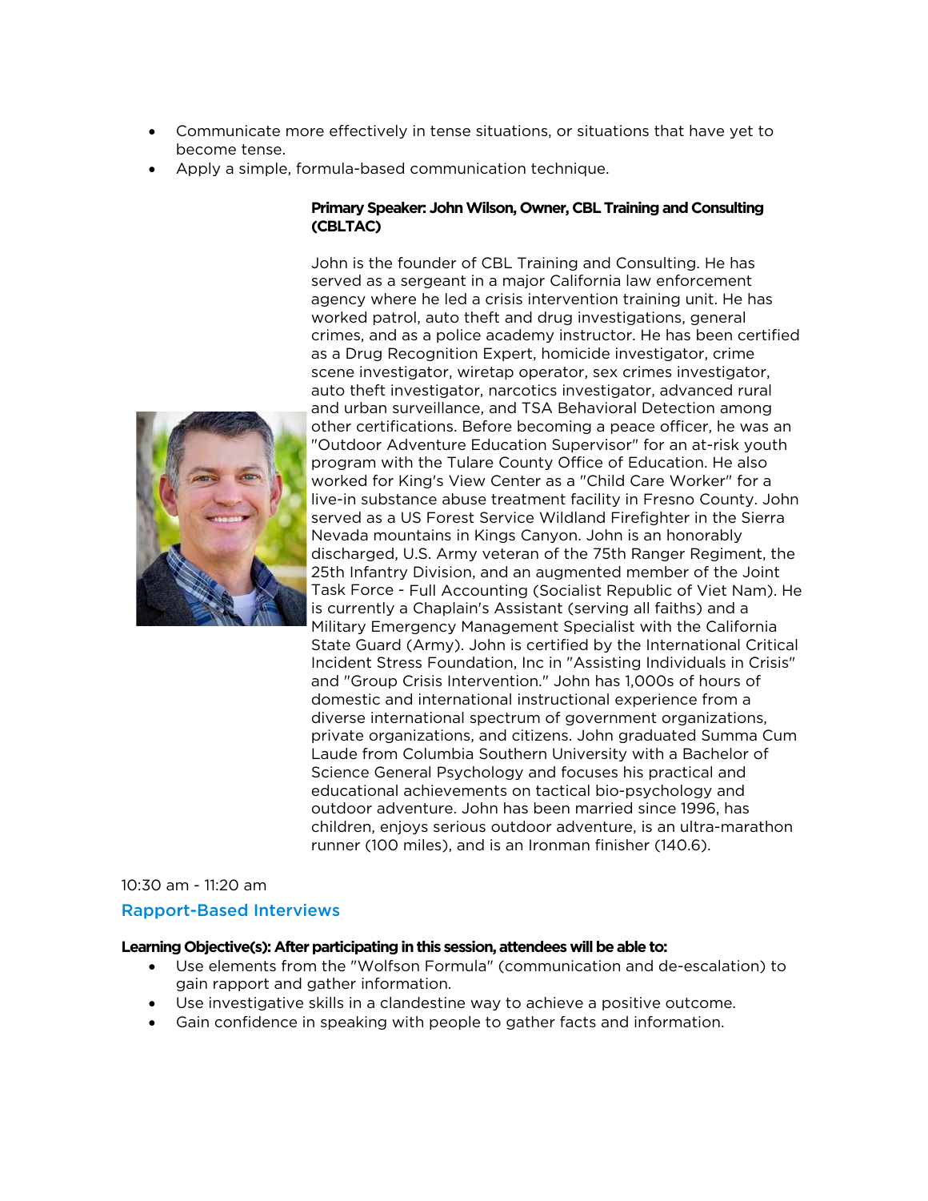- Communicate more effectively in tense situations, or situations that have yet to become tense.
- Apply a simple, formula-based communication technique.

**Primary Speaker: John Wilson, Owner, CBL Training and Consulting (CBLTAC)**

John is the founder of CBL Training and Consulting. He has served as a sergeant in a major California law enforcement agency where he led a crisis intervention training unit. He has worked patrol, auto theft and drug investigations, general crimes, and as a police academy instructor. He has been certified as a Drug Recognition Expert, homicide investigator, crime scene investigator, wiretap operator, sex crimes investigator, auto theft investigator, narcotics investigator, advanced rural and urban surveillance, and TSA Behavioral Detection among other certifications. Before becoming a peace officer, he was an "Outdoor Adventure Education Supervisor" for an at-risk youth program with the Tulare County Office of Education. He also worked for King's View Center as a "Child Care Worker" for a live-in substance abuse treatment facility in Fresno County. John served as a US Forest Service Wildland Firefighter in the Sierra Nevada mountains in Kings Canyon. John is an honorably discharged, U.S. Army veteran of the 75th Ranger Regiment, the 25th Infantry Division, and an augmented member of the Joint Task Force - Full Accounting (Socialist Republic of Viet Nam). He is currently a Chaplain's Assistant (serving all faiths) and a Military Emergency Management Specialist with the California State Guard (Army). John is certified by the International Critical Incident Stress Foundation, Inc in "Assisting Individuals in Crisis" and "Group Crisis Intervention." John has 1,000s of hours of domestic and international instructional experience from a diverse international spectrum of government organizations, private organizations, and citizens. John graduated Summa Cum Laude from Columbia Southern University with a Bachelor of Science General Psychology and focuses his practical and educational achievements on tactical bio-psychology and outdoor adventure. John has been married since 1996, has children, enjoys serious outdoor adventure, is an ultra-marathon runner (100 miles), and is an Ironman finisher (140.6).

10:30 am - 11:20 am

## Rapport-Based Interviews

**Learning Objective(s): After participating in this session, attendees will be able to:**

- Use elements from the "Wolfson Formula" (communication and de-escalation) to gain rapport and gather information.
- Use investigative skills in a clandestine way to achieve a positive outcome.
- Gain confidence in speaking with people to gather facts and information.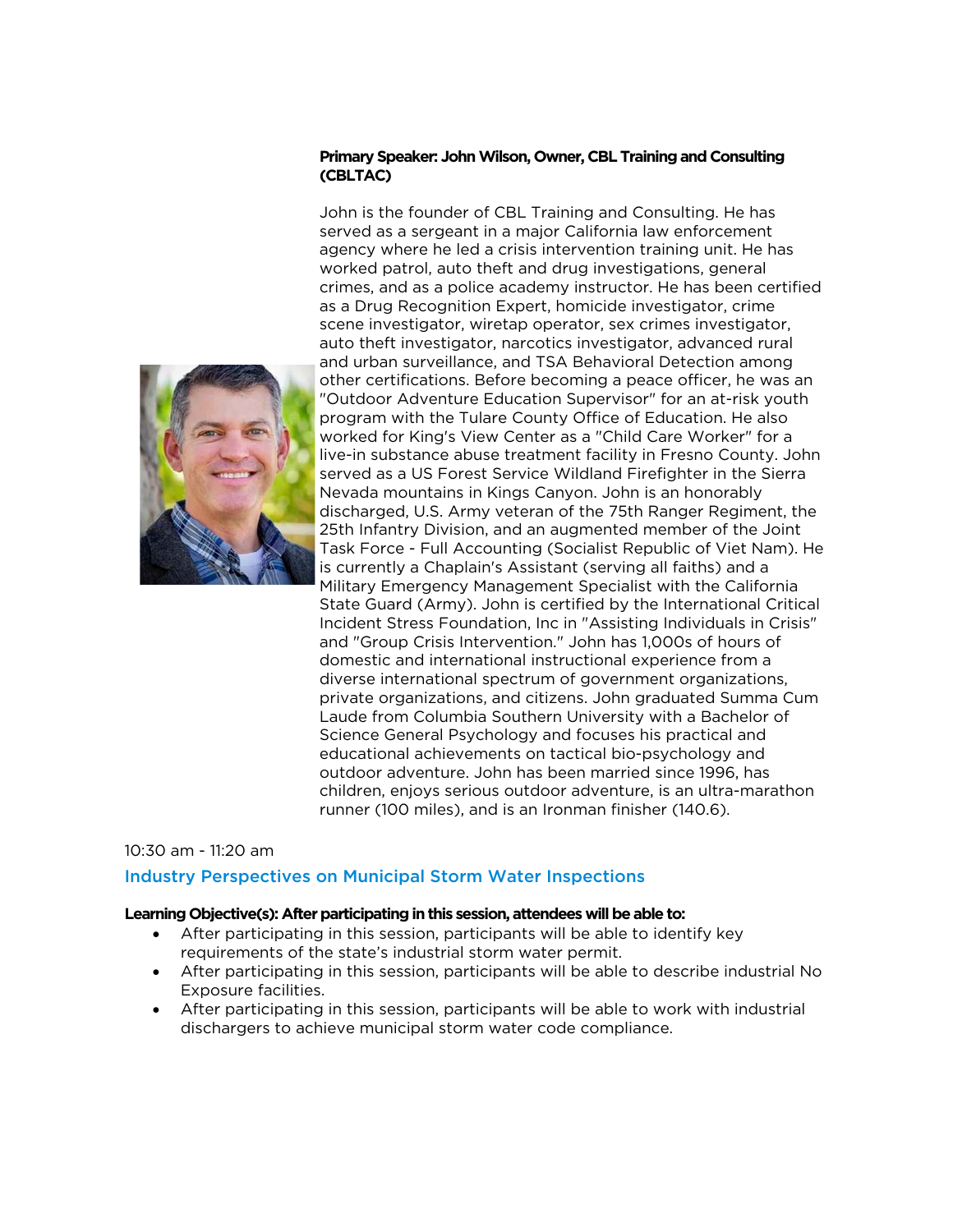**Primary Speaker: John Wilson, Owner, CBL Training and Consulting (CBLTAC)**

John is the founder of CBL Training and Consulting. He has served as a sergeant in a major California law enforcement agency where he led a crisis intervention training unit. He has worked patrol, auto theft and drug investigations, general crimes, and as a police academy instructor. He has been certified as a Drug Recognition Expert, homicide investigator, crime scene investigator, wiretap operator, sex crimes investigator, auto theft investigator, narcotics investigator, advanced rural and urban surveillance, and TSA Behavioral Detection among other certifications. Before becoming a peace officer, he was an "Outdoor Adventure Education Supervisor" for an at-risk youth program with the Tulare County Office of Education. He also worked for King's View Center as a "Child Care Worker" for a live-in substance abuse treatment facility in Fresno County. John served as a US Forest Service Wildland Firefighter in the Sierra Nevada mountains in Kings Canyon. John is an honorably discharged, U.S. Army veteran of the 75th Ranger Regiment, the 25th Infantry Division, and an augmented member of the Joint Task Force - Full Accounting (Socialist Republic of Viet Nam). He is currently a Chaplain's Assistant (serving all faiths) and a Military Emergency Management Specialist with the California State Guard (Army). John is certified by the International Critical Incident Stress Foundation, Inc in "Assisting Individuals in Crisis" and "Group Crisis Intervention." John has 1,000s of hours of domestic and international instructional experience from a diverse international spectrum of government organizations, private organizations, and citizens. John graduated Summa Cum Laude from Columbia Southern University with a Bachelor of Science General Psychology and focuses his practical and educational achievements on tactical bio-psychology and outdoor adventure. John has been married since 1996, has children, enjoys serious outdoor adventure, is an ultra-marathon runner (100 miles), and is an Ironman finisher (140.6).

10:30 am - 11:20 am

## Industry Perspectives on Municipal Storm Water Inspections

**Learning Objective(s): After participating in this session, attendees will be able to:**

- After participating in this session, participants will be able to identify key requirements of the state's industrial storm water permit.
- After participating in this session, participants will be able to describe industrial No Exposure facilities.
- After participating in this session, participants will be able to work with industrial dischargers to achieve municipal storm water code compliance.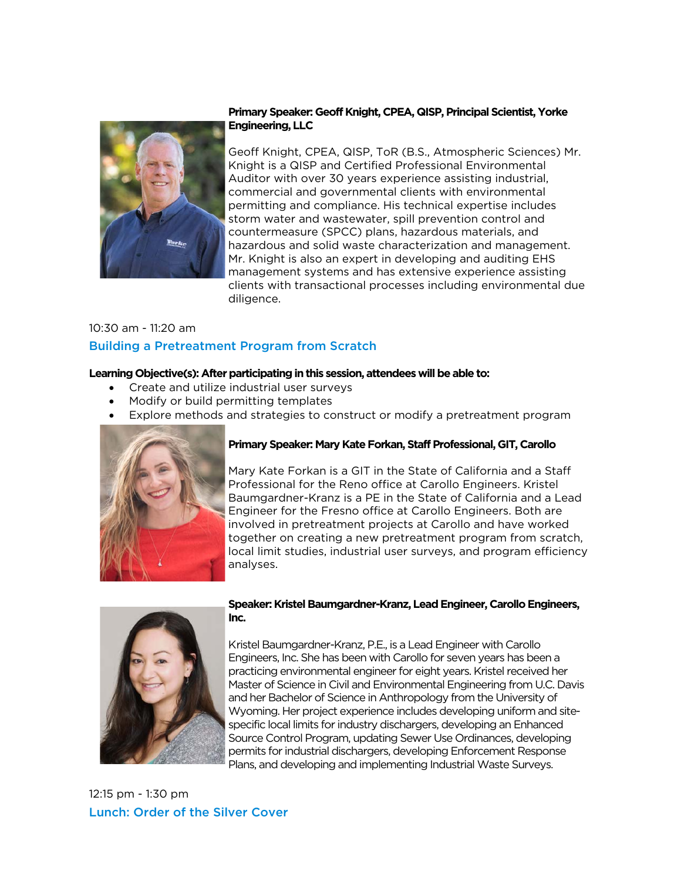**Primary Speaker: Geoff Knight, CPEA, QISP, Principal Scientist, Yorke Engineering, LLC**

Geoff Knight, CPEA, QISP, ToR (B.S., Atmospheric Sciences) Mr. Knight is a QISP and Certified Professional Environmental Auditor with over 30 years experience assisting industrial, commercial and governmental clients with environmental permitting and compliance. His technical expertise includes storm water and wastewater, spill prevention control and countermeasure (SPCC) plans, hazardous materials, and hazardous and solid waste characterization and management. Mr. Knight is also an expert in developing and auditing EHS management systems and has extensive experience assisting clients with transactional processes including environmental due diligence.

10:30 am - 11:20 am

## Building a Pretreatment Program from Scratch

**Learning Objective(s): After participating in this session, attendees will be able to:**

- Create and utilize industrial user surveys
- Modify or build permitting templates
- Explore methods and strategies to construct or modify a pretreatment program

**Primary Speaker: Mary Kate Forkan, Staff Professional, GIT, Carollo**

Mary Kate Forkan is a GIT in the State of California and a Staff Professional for the Reno office at Carollo Engineers. Kristel Baumgardner-Kranz is a PE in the State of California and a Lead Engineer for the Fresno office at Carollo Engineers. Both are involved in pretreatment projects at Carollo and have worked together on creating a new pretreatment program from scratch, local limit studies, industrial user surveys, and program efficiency analyses.

**Speaker: Kristel Baumgardner-Kranz, Lead Engineer, Carollo Engineers, Inc.**

Kristel Baumgardner-Kranz, P.E., is a Lead Engineer with Carollo Engineers, Inc. She has been with Carollo for seven years has been a practicing environmental engineer for eight years. Kristel received her Master of Science in Civil and Environmental Engineering from U.C. Davis and her Bachelor of Science in Anthropology from the University of Wyoming. Her project experience includes developing uniform and site-specific local limits for industry dischargers, developing an Enhanced Source Control Program, updating Sewer Use Ordinances, developing permits for industrial dischargers, developing Enforcement Response Plans, and developing and implementing Industrial Waste Surveys.

12:15 pm - 1:30 pm

## Lunch: Order of the Silver Cover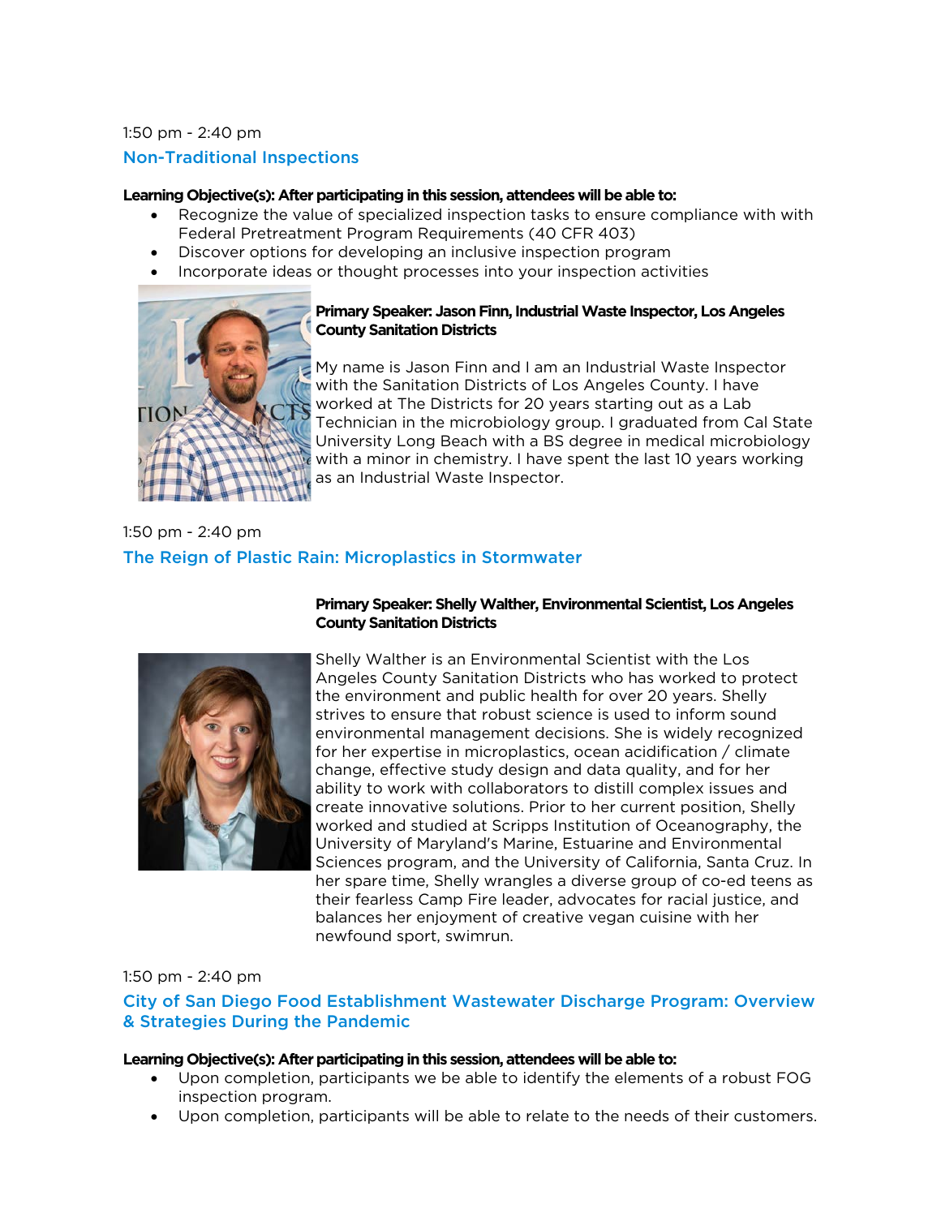1:50 pm - 2:40 pm

## Non-Traditional Inspections

**Learning Objective(s): After participating in this session, attendees will be able to:**

- Recognize the value of specialized inspection tasks to ensure compliance with with Federal Pretreatment Program Requirements (40 CFR 403)
- Discover options for developing an inclusive inspection program
- Incorporate ideas or thought processes into your inspection activities

**Primary Speaker: Jason Finn, Industrial Waste Inspector, Los Angeles County Sanitation Districts**

My name is Jason Finn and I am an Industrial Waste Inspector with the Sanitation Districts of Los Angeles County. I have worked at The Districts for 20 years starting out as a Lab Technician in the microbiology group. I graduated from Cal State University Long Beach with a BS degree in medical microbiology with a minor in chemistry. I have spent the last 10 years working as an Industrial Waste Inspector.

1:50 pm - 2:40 pm

## The Reign of Plastic Rain: Microplastics in Stormwater

**Primary Speaker: Shelly Walther, Environmental Scientist, Los Angeles County Sanitation Districts**

Shelly Walther is an Environmental Scientist with the Los Angeles County Sanitation Districts who has worked to protect the environment and public health for over 20 years. Shelly strives to ensure that robust science is used to inform sound environmental management decisions. She is widely recognized for her expertise in microplastics, ocean acidification / climate change, effective study design and data quality, and for her ability to work with collaborators to distill complex issues and create innovative solutions. Prior to her current position, Shelly worked and studied at Scripps Institution of Oceanography, the University of Maryland's Marine, Estuarine and Environmental Sciences program, and the University of California, Santa Cruz. In her spare time, Shelly wrangles a diverse group of co-ed teens as their fearless Camp Fire leader, advocates for racial justice, and balances her enjoyment of creative vegan cuisine with her newfound sport, swimrun.

1:50 pm - 2:40 pm

## City of San Diego Food Establishment Wastewater Discharge Program: Overview & Strategies During the Pandemic

**Learning Objective(s): After participating in this session, attendees will be able to:**

- Upon completion, participants we be able to identify the elements of a robust FOG inspection program.
- Upon completion, participants will be able to relate to the needs of their customers.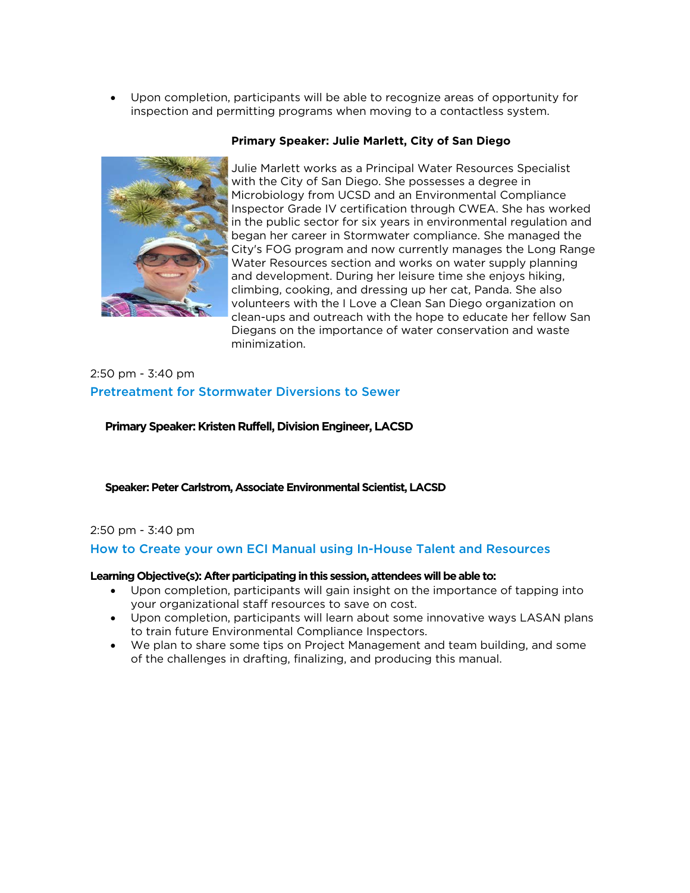- Upon completion, participants will be able to recognize areas of opportunity for inspection and permitting programs when moving to a contactless system.

**Primary Speaker: Julie Marlett, City of San Diego**

Julie Marlett works as a Principal Water Resources Specialist with the City of San Diego. She possesses a degree in Microbiology from UCSD and an Environmental Compliance Inspector Grade IV certification through CWEA. She has worked in the public sector for six years in environmental regulation and began her career in Stormwater compliance. She managed the City's FOG program and now currently manages the Long Range Water Resources section and works on water supply planning and development. During her leisure time she enjoys hiking, climbing, cooking, and dressing up her cat, Panda. She also volunteers with the I Love a Clean San Diego organization on clean-ups and outreach with the hope to educate her fellow San Diegans on the importance of water conservation and waste minimization.

2:50 pm - 3:40 pm

### Pretreatment for Stormwater Diversions to Sewer

**Primary Speaker: Kristen Ruffell, Division Engineer, LACSD**

**Speaker: Peter Carlstrom, Associate Environmental Scientist, LACSD**

2:50 pm - 3:40 pm

### How to Create your own ECI Manual using In-House Talent and Resources

**Learning Objective(s): After participating in this session, attendees will be able to:**

- Upon completion, participants will gain insight on the importance of tapping into your organizational staff resources to save on cost.
- Upon completion, participants will learn about some innovative ways LASAN plans to train future Environmental Compliance Inspectors.
- We plan to share some tips on Project Management and team building, and some of the challenges in drafting, finalizing, and producing this manual.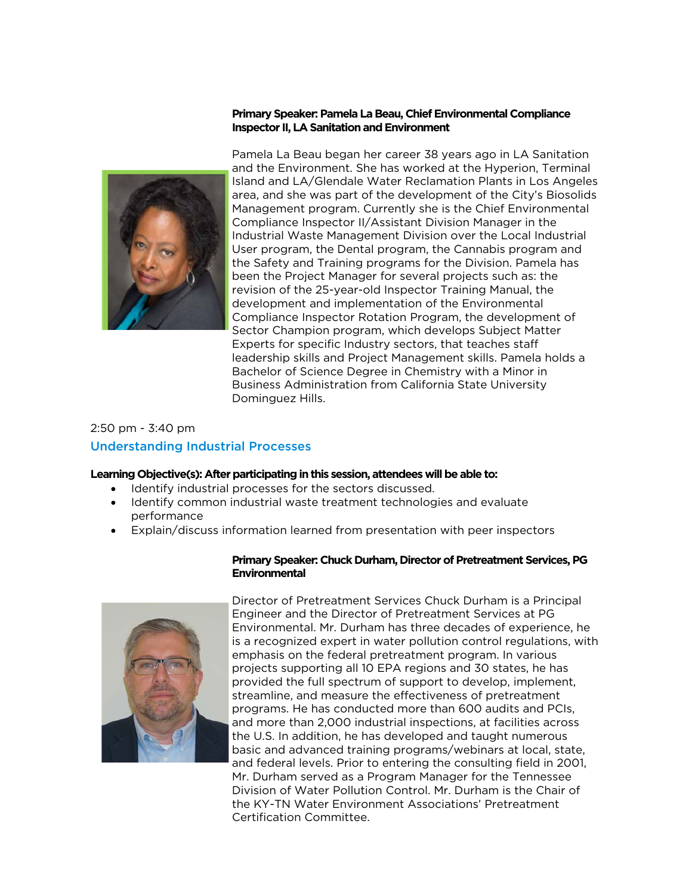**Primary Speaker: Pamela La Beau, Chief Environmental Compliance Inspector II, LA Sanitation and Environment**

Pamela La Beau began her career 38 years ago in LA Sanitation and the Environment. She has worked at the Hyperion, Terminal Island and LA/Glendale Water Reclamation Plants in Los Angeles area, and she was part of the development of the City's Biosolids Management program. Currently she is the Chief Environmental Compliance Inspector II/Assistant Division Manager in the Industrial Waste Management Division over the Local Industrial User program, the Dental program, the Cannabis program and the Safety and Training programs for the Division. Pamela has been the Project Manager for several projects such as: the revision of the 25-year-old Inspector Training Manual, the development and implementation of the Environmental Compliance Inspector Rotation Program, the development of Sector Champion program, which develops Subject Matter Experts for specific Industry sectors, that teaches staff leadership skills and Project Management skills. Pamela holds a Bachelor of Science Degree in Chemistry with a Minor in Business Administration from California State University Dominguez Hills.

2:50 pm - 3:40 pm

## Understanding Industrial Processes

**Learning Objective(s): After participating in this session, attendees will be able to:**

- Identify industrial processes for the sectors discussed.
- Identify common industrial waste treatment technologies and evaluate performance
- Explain/discuss information learned from presentation with peer inspectors

**Primary Speaker: Chuck Durham, Director of Pretreatment Services, PG Environmental**

Director of Pretreatment Services Chuck Durham is a Principal Engineer and the Director of Pretreatment Services at PG Environmental. Mr. Durham has three decades of experience, he is a recognized expert in water pollution control regulations, with emphasis on the federal pretreatment program. In various projects supporting all 10 EPA regions and 30 states, he has provided the full spectrum of support to develop, implement, streamline, and measure the effectiveness of pretreatment programs. He has conducted more than 600 audits and PCIs, and more than 2,000 industrial inspections, at facilities across the U.S. In addition, he has developed and taught numerous basic and advanced training programs/webinars at local, state, and federal levels. Prior to entering the consulting field in 2001, Mr. Durham served as a Program Manager for the Tennessee Division of Water Pollution Control. Mr. Durham is the Chair of the KY-TN Water Environment Associations' Pretreatment Certification Committee.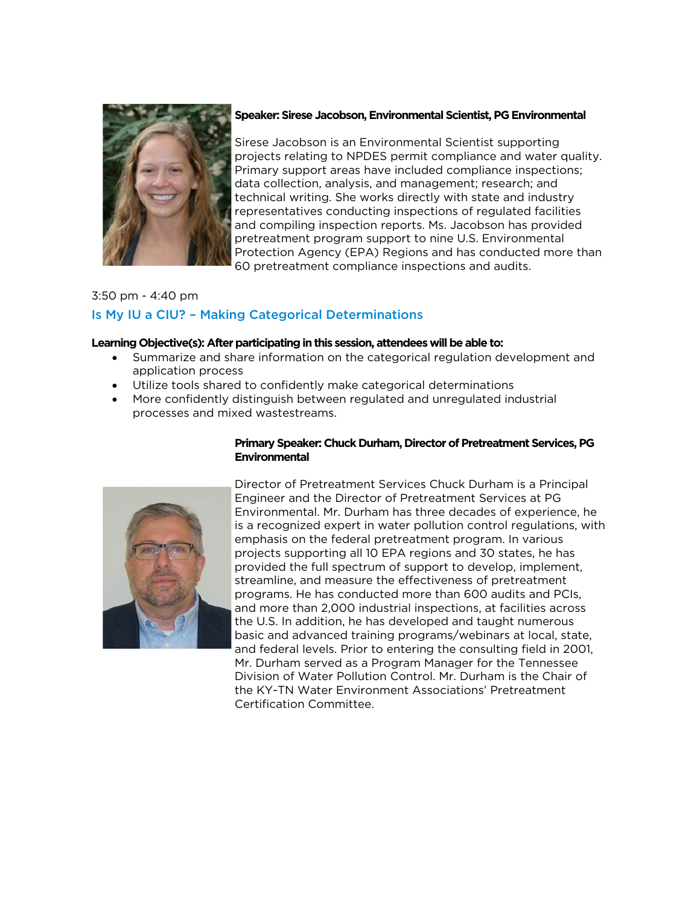**Speaker: Sirese Jacobson, Environmental Scientist, PG Environmental**

Sirese Jacobson is an Environmental Scientist supporting projects relating to NPDES permit compliance and water quality. Primary support areas have included compliance inspections; data collection, analysis, and management; research; and technical writing. She works directly with state and industry representatives conducting inspections of regulated facilities and compiling inspection reports. Ms. Jacobson has provided pretreatment program support to nine U.S. Environmental Protection Agency (EPA) Regions and has conducted more than 60 pretreatment compliance inspections and audits.

3:50 pm - 4:40 pm

### Is My IU a CIU? – Making Categorical Determinations

**Learning Objective(s): After participating in this session, attendees will be able to:**

- Summarize and share information on the categorical regulation development and application process
- Utilize tools shared to confidently make categorical determinations
- More confidently distinguish between regulated and unregulated industrial processes and mixed wastestreams.

**Primary Speaker: Chuck Durham, Director of Pretreatment Services, PG Environmental**

Director of Pretreatment Services Chuck Durham is a Principal Engineer and the Director of Pretreatment Services at PG Environmental. Mr. Durham has three decades of experience, he is a recognized expert in water pollution control regulations, with emphasis on the federal pretreatment program. In various projects supporting all 10 EPA regions and 30 states, he has provided the full spectrum of support to develop, implement, streamline, and measure the effectiveness of pretreatment programs. He has conducted more than 600 audits and PCIs, and more than 2,000 industrial inspections, at facilities across the U.S. In addition, he has developed and taught numerous basic and advanced training programs/webinars at local, state, and federal levels. Prior to entering the consulting field in 2001, Mr. Durham served as a Program Manager for the Tennessee Division of Water Pollution Control. Mr. Durham is the Chair of the KY-TN Water Environment Associations' Pretreatment Certification Committee.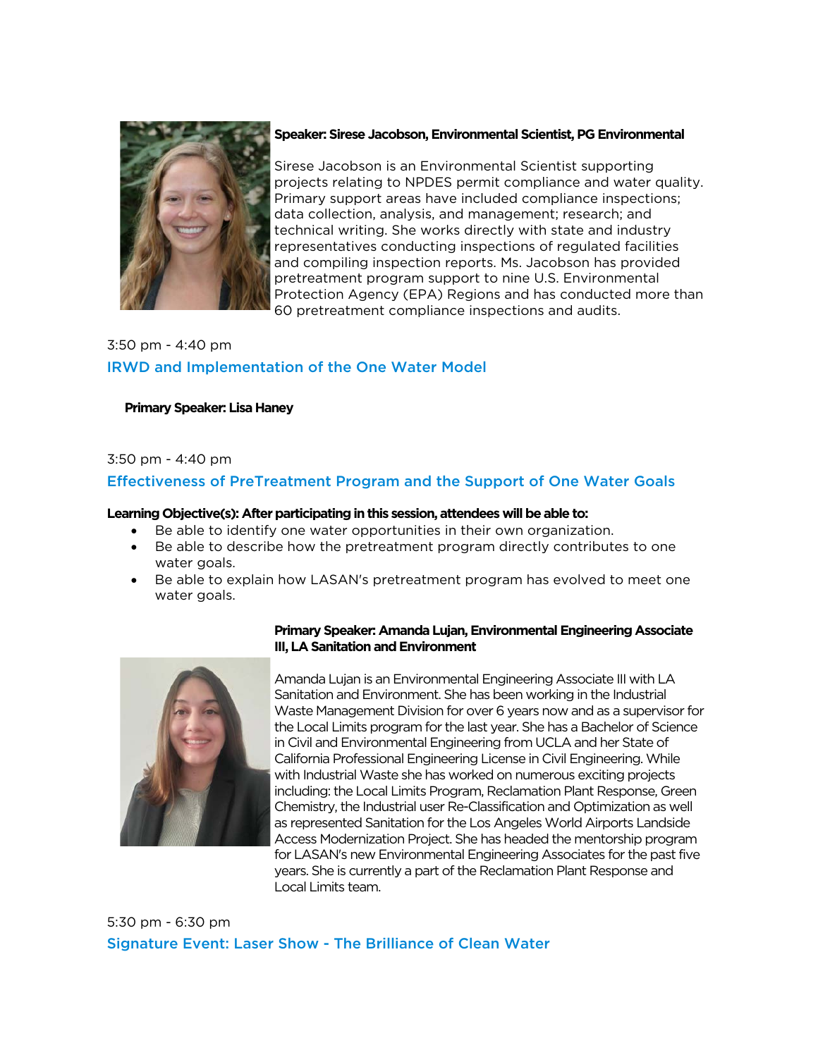**Speaker: Sirese Jacobson, Environmental Scientist, PG Environmental**

Sirese Jacobson is an Environmental Scientist supporting projects relating to NPDES permit compliance and water quality. Primary support areas have included compliance inspections; data collection, analysis, and management; research; and technical writing. She works directly with state and industry representatives conducting inspections of regulated facilities and compiling inspection reports. Ms. Jacobson has provided pretreatment program support to nine U.S. Environmental Protection Agency (EPA) Regions and has conducted more than 60 pretreatment compliance inspections and audits.

3:50 pm - 4:40 pm

### IRWD and Implementation of the One Water Model

**Primary Speaker: Lisa Haney**

3:50 pm - 4:40 pm

### Effectiveness of PreTreatment Program and the Support of One Water Goals

**Learning Objective(s): After participating in this session, attendees will be able to:**

- Be able to identify one water opportunities in their own organization.
- Be able to describe how the pretreatment program directly contributes to one water goals.
- Be able to explain how LASAN's pretreatment program has evolved to meet one water goals.

**Primary Speaker: Amanda Lujan, Environmental Engineering Associate III, LA Sanitation and Environment**

Amanda Lujan is an Environmental Engineering Associate III with LA Sanitation and Environment. She has been working in the Industrial Waste Management Division for over 6 years now and as a supervisor for the Local Limits program for the last year. She has a Bachelor of Science in Civil and Environmental Engineering from UCLA and her State of California Professional Engineering License in Civil Engineering. While with Industrial Waste she has worked on numerous exciting projects including: the Local Limits Program, Reclamation Plant Response, Green Chemistry, the Industrial user Re-Classification and Optimization as well as represented Sanitation for the Los Angeles World Airports Landside Access Modernization Project. She has headed the mentorship program for LASAN's new Environmental Engineering Associates for the past five years. She is currently a part of the Reclamation Plant Response and Local Limits team.

5:30 pm - 6:30 pm

### Signature Event: Laser Show - The Brilliance of Clean Water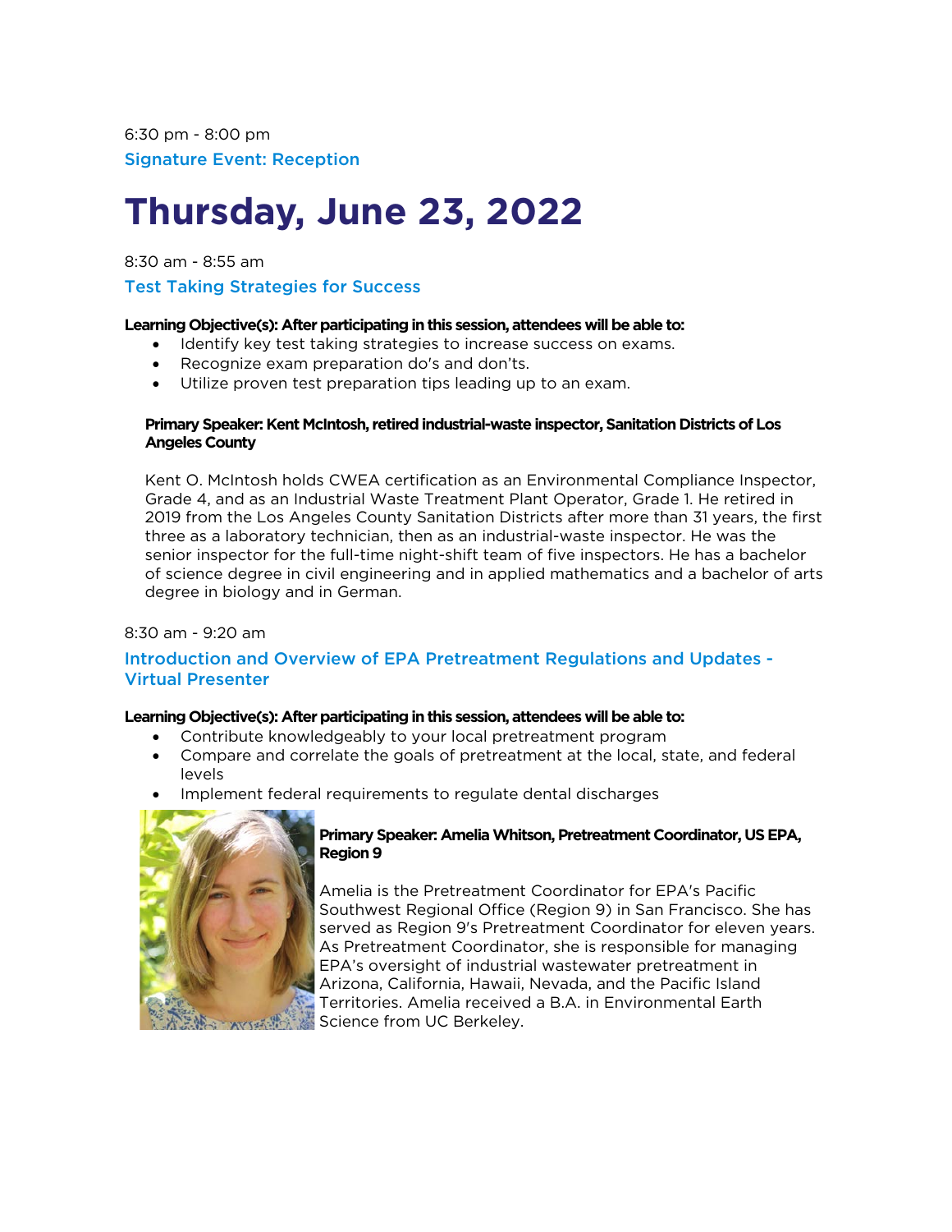6:30 pm - 8:00 pm

### Signature Event: Reception

# Thursday, June 23, 2022

8:30 am - 8:55 am

### Test Taking Strategies for Success

**Learning Objective(s): After participating in this session, attendees will be able to:**

- Identify key test taking strategies to increase success on exams.
- Recognize exam preparation do's and don'ts.
- Utilize proven test preparation tips leading up to an exam.

**Primary Speaker: Kent McIntosh, retired industrial-waste inspector, Sanitation Districts of Los Angeles County**

Kent O. McIntosh holds CWEA certification as an Environmental Compliance Inspector, Grade 4, and as an Industrial Waste Treatment Plant Operator, Grade 1. He retired in 2019 from the Los Angeles County Sanitation Districts after more than 31 years, the first three as a laboratory technician, then as an industrial-waste inspector. He was the senior inspector for the full-time night-shift team of five inspectors. He has a bachelor of science degree in civil engineering and in applied mathematics and a bachelor of arts degree in biology and in German.

8:30 am - 9:20 am

### Introduction and Overview of EPA Pretreatment Regulations and Updates - Virtual Presenter

**Learning Objective(s): After participating in this session, attendees will be able to:**

- Contribute knowledgeably to your local pretreatment program
- Compare and correlate the goals of pretreatment at the local, state, and federal levels
- Implement federal requirements to regulate dental discharges

**Primary Speaker: Amelia Whitson, Pretreatment Coordinator, US EPA, Region 9**

Amelia is the Pretreatment Coordinator for EPA's Pacific Southwest Regional Office (Region 9) in San Francisco. She has served as Region 9's Pretreatment Coordinator for eleven years. As Pretreatment Coordinator, she is responsible for managing EPA's oversight of industrial wastewater pretreatment in Arizona, California, Hawaii, Nevada, and the Pacific Island Territories. Amelia received a B.A. in Environmental Earth Science from UC Berkeley.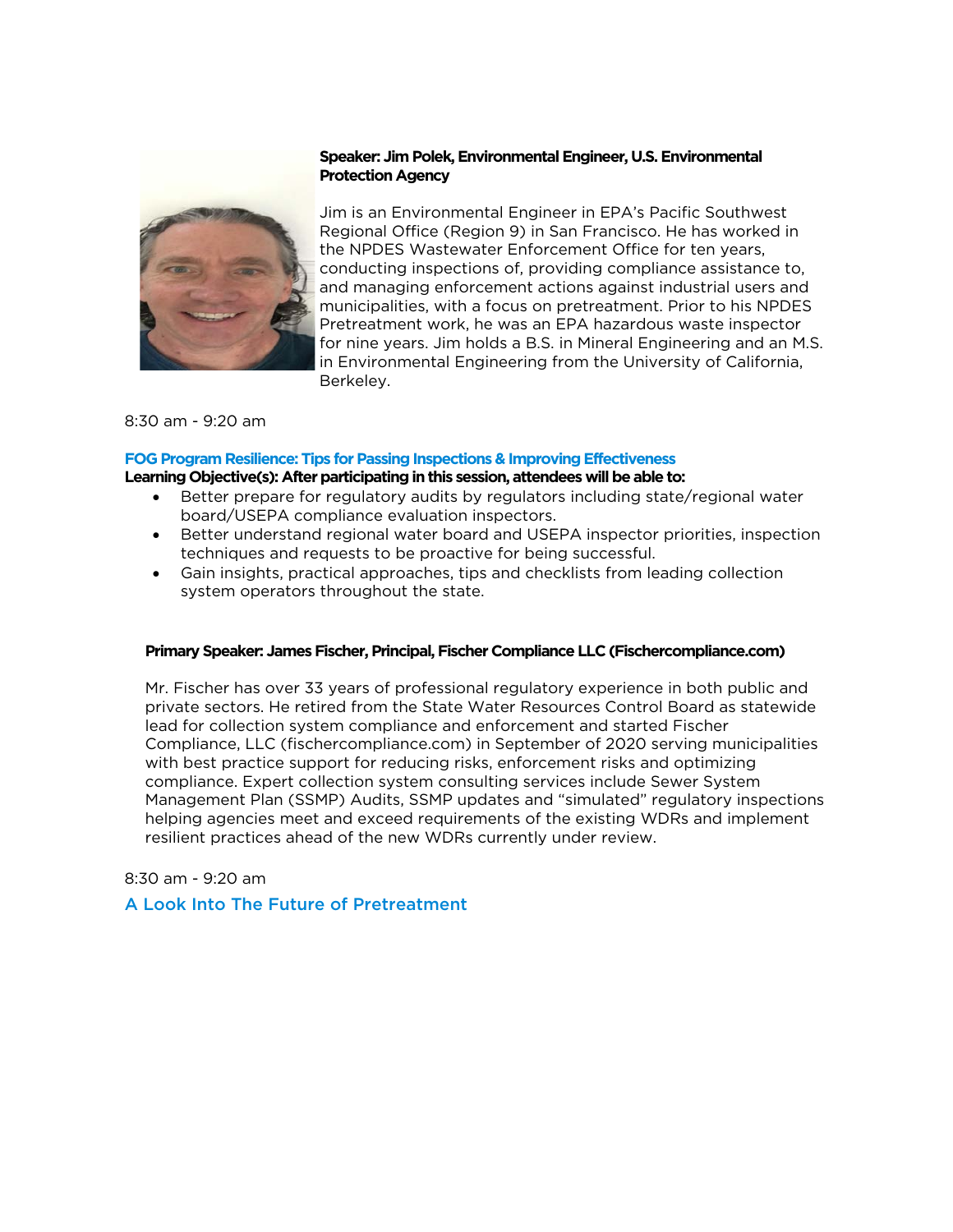**Speaker: Jim Polek, Environmental Engineer, U.S. Environmental Protection Agency**

Jim is an Environmental Engineer in EPA's Pacific Southwest Regional Office (Region 9) in San Francisco. He has worked in the NPDES Wastewater Enforcement Office for ten years, conducting inspections of, providing compliance assistance to, and managing enforcement actions against industrial users and municipalities, with a focus on pretreatment. Prior to his NPDES Pretreatment work, he was an EPA hazardous waste inspector for nine years. Jim holds a B.S. in Mineral Engineering and an M.S. in Environmental Engineering from the University of California, Berkeley.

8:30 am - 9:20 am

### FOG Program Resilience: Tips for Passing Inspections & Improving Effectiveness

**Learning Objective(s): After participating in this session, attendees will be able to:**

- Better prepare for regulatory audits by regulators including state/regional water board/USEPA compliance evaluation inspectors.
- Better understand regional water board and USEPA inspector priorities, inspection techniques and requests to be proactive for being successful.
- Gain insights, practical approaches, tips and checklists from leading collection system operators throughout the state.

**Primary Speaker: James Fischer, Principal, Fischer Compliance LLC (Fischercompliance.com)**

Mr. Fischer has over 33 years of professional regulatory experience in both public and private sectors. He retired from the State Water Resources Control Board as statewide lead for collection system compliance and enforcement and started Fischer Compliance, LLC (fischercompliance.com) in September of 2020 serving municipalities with best practice support for reducing risks, enforcement risks and optimizing compliance. Expert collection system consulting services include Sewer System Management Plan (SSMP) Audits, SSMP updates and "simulated" regulatory inspections helping agencies meet and exceed requirements of the existing WDRs and implement resilient practices ahead of the new WDRs currently under review.

8:30 am - 9:20 am

### A Look Into The Future of Pretreatment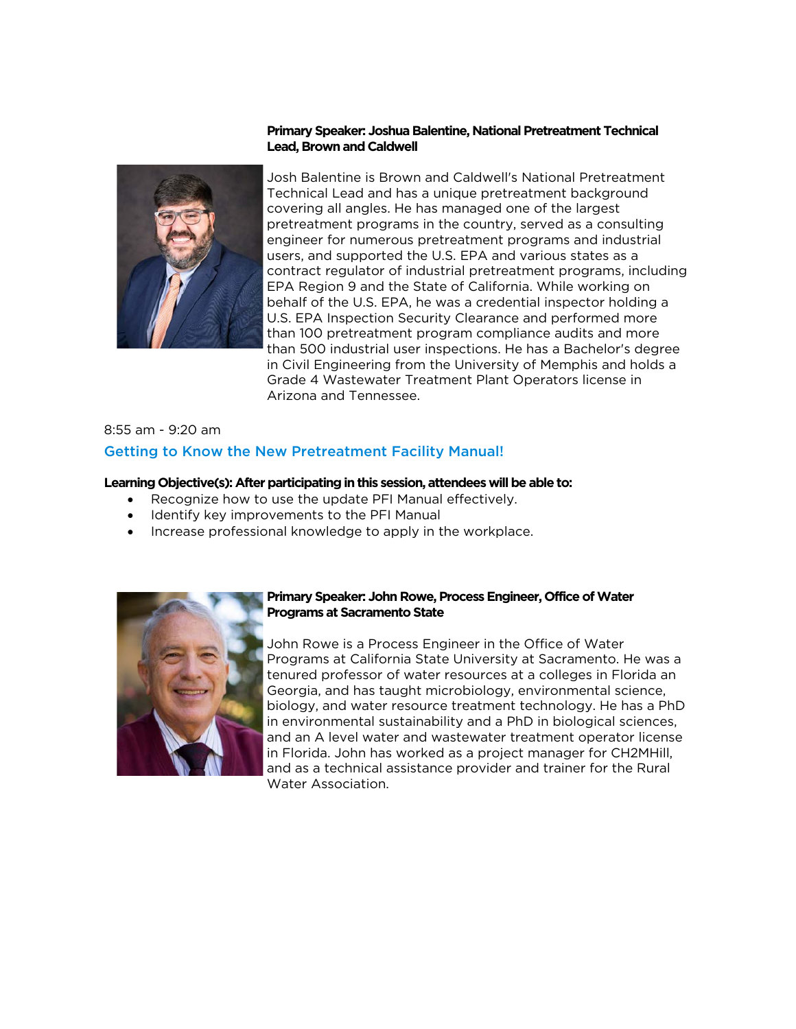**Primary Speaker: Joshua Balentine, National Pretreatment Technical Lead, Brown and Caldwell**

Josh Balentine is Brown and Caldwell's National Pretreatment Technical Lead and has a unique pretreatment background covering all angles. He has managed one of the largest pretreatment programs in the country, served as a consulting engineer for numerous pretreatment programs and industrial users, and supported the U.S. EPA and various states as a contract regulator of industrial pretreatment programs, including EPA Region 9 and the State of California. While working on behalf of the U.S. EPA, he was a credential inspector holding a U.S. EPA Inspection Security Clearance and performed more than 100 pretreatment program compliance audits and more than 500 industrial user inspections. He has a Bachelor's degree in Civil Engineering from the University of Memphis and holds a Grade 4 Wastewater Treatment Plant Operators license in Arizona and Tennessee.

8:55 am - 9:20 am

## Getting to Know the New Pretreatment Facility Manual!

**Learning Objective(s): After participating in this session, attendees will be able to:**

- Recognize how to use the update PFI Manual effectively.
- Identify key improvements to the PFI Manual
- Increase professional knowledge to apply in the workplace.

**Primary Speaker: John Rowe, Process Engineer, Office of Water Programs at Sacramento State**

John Rowe is a Process Engineer in the Office of Water Programs at California State University at Sacramento. He was a tenured professor of water resources at a colleges in Florida an Georgia, and has taught microbiology, environmental science, biology, and water resource treatment technology. He has a PhD in environmental sustainability and a PhD in biological sciences, and an A level water and wastewater treatment operator license in Florida. John has worked as a project manager for CH2MHill, and as a technical assistance provider and trainer for the Rural Water Association.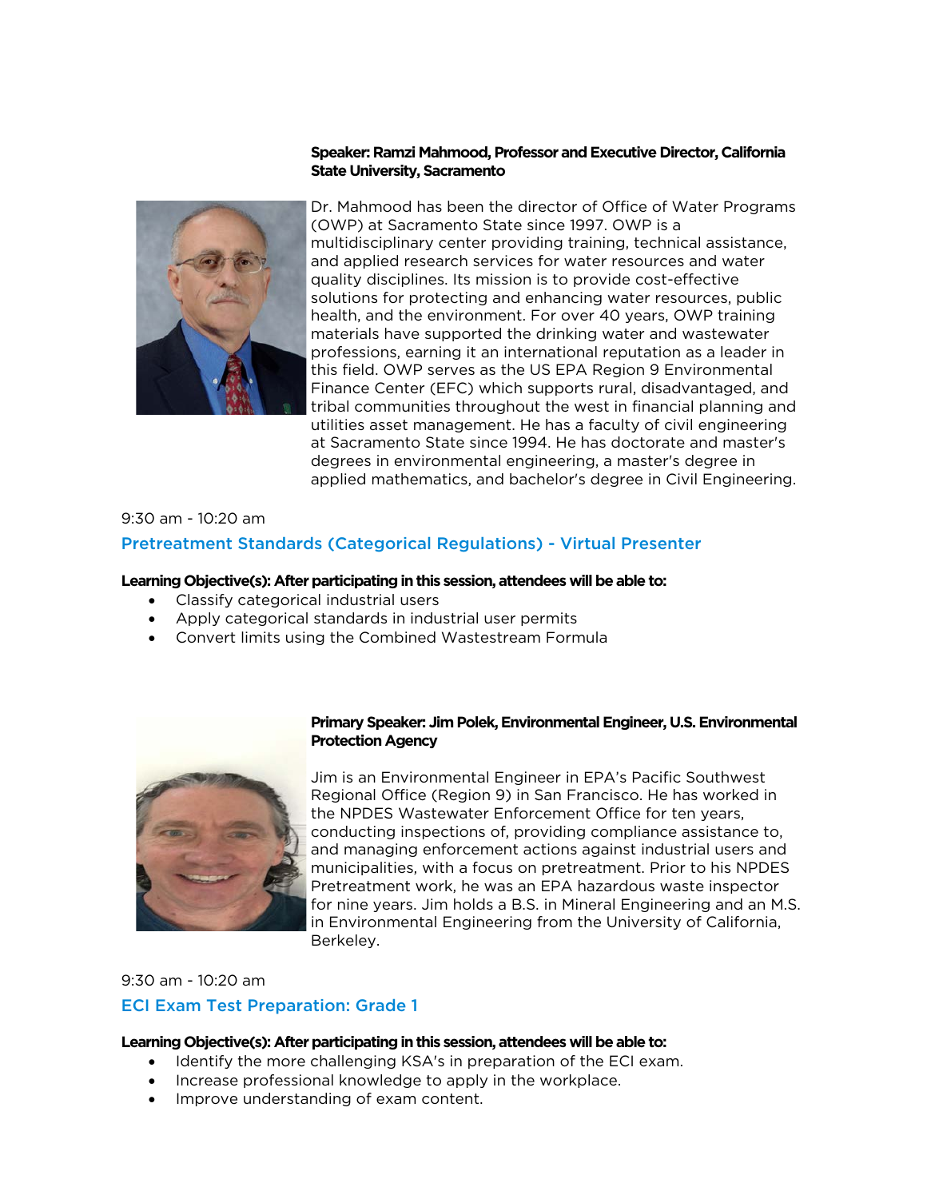**Speaker: Ramzi Mahmood, Professor and Executive Director, California State University, Sacramento**

Dr. Mahmood has been the director of Office of Water Programs (OWP) at Sacramento State since 1997. OWP is a multidisciplinary center providing training, technical assistance, and applied research services for water resources and water quality disciplines. Its mission is to provide cost-effective solutions for protecting and enhancing water resources, public health, and the environment. For over 40 years, OWP training materials have supported the drinking water and wastewater professions, earning it an international reputation as a leader in this field. OWP serves as the US EPA Region 9 Environmental Finance Center (EFC) which supports rural, disadvantaged, and tribal communities throughout the west in financial planning and utilities asset management. He has a faculty of civil engineering at Sacramento State since 1994. He has doctorate and master's degrees in environmental engineering, a master's degree in applied mathematics, and bachelor's degree in Civil Engineering.

9:30 am - 10:20 am

### Pretreatment Standards (Categorical Regulations) - Virtual Presenter

**Learning Objective(s): After participating in this session, attendees will be able to:**

- Classify categorical industrial users
- Apply categorical standards in industrial user permits
- Convert limits using the Combined Wastestream Formula

**Primary Speaker: Jim Polek, Environmental Engineer, U.S. Environmental Protection Agency**

Jim is an Environmental Engineer in EPA's Pacific Southwest Regional Office (Region 9) in San Francisco. He has worked in the NPDES Wastewater Enforcement Office for ten years, conducting inspections of, providing compliance assistance to, and managing enforcement actions against industrial users and municipalities, with a focus on pretreatment. Prior to his NPDES Pretreatment work, he was an EPA hazardous waste inspector for nine years. Jim holds a B.S. in Mineral Engineering and an M.S. in Environmental Engineering from the University of California, Berkeley.

9:30 am - 10:20 am

### ECI Exam Test Preparation: Grade 1

**Learning Objective(s): After participating in this session, attendees will be able to:**

- Identify the more challenging KSA's in preparation of the ECI exam.
- Increase professional knowledge to apply in the workplace.
- Improve understanding of exam content.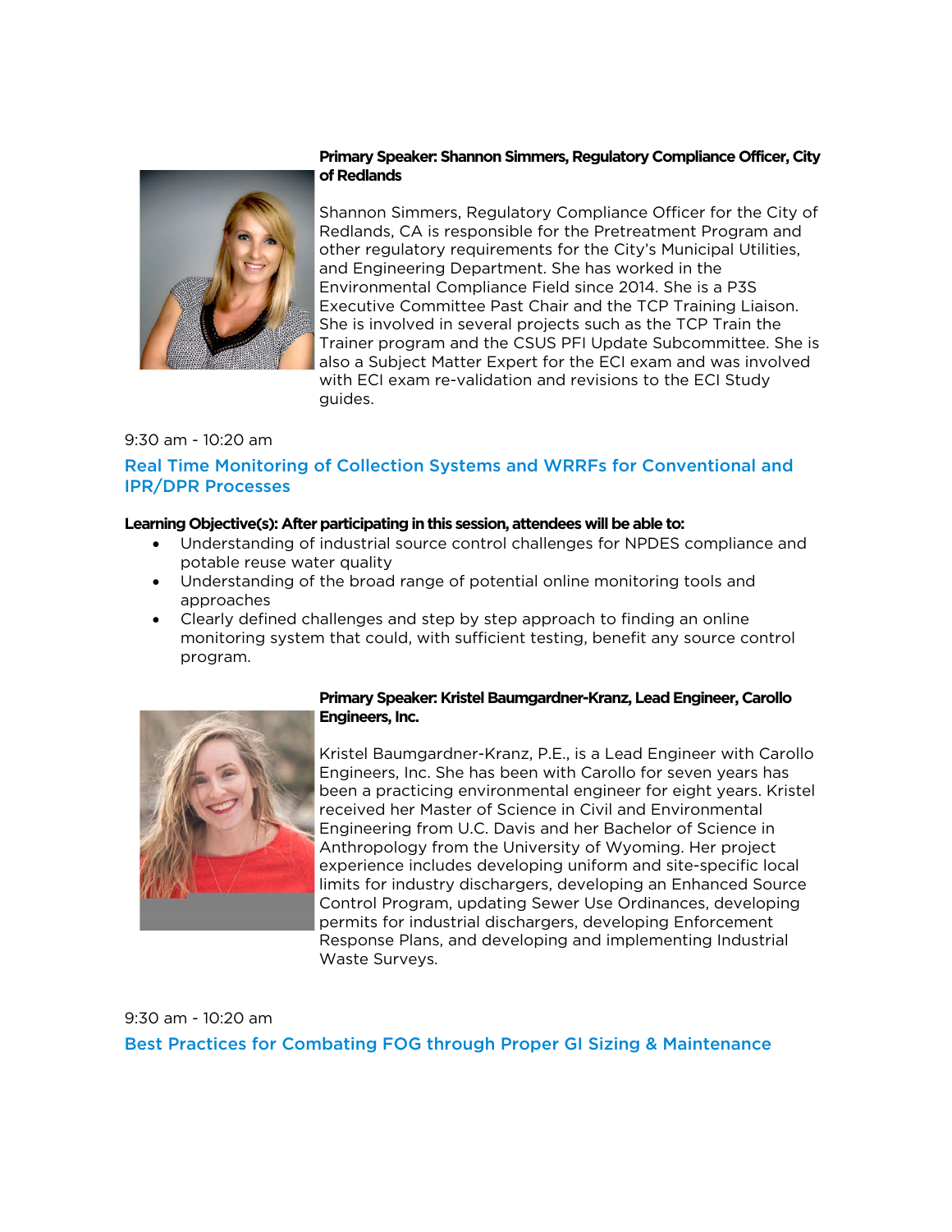**Primary Speaker: Shannon Simmers, Regulatory Compliance Officer, City of Redlands**

Shannon Simmers, Regulatory Compliance Officer for the City of Redlands, CA is responsible for the Pretreatment Program and other regulatory requirements for the City's Municipal Utilities, and Engineering Department. She has worked in the Environmental Compliance Field since 2014. She is a P3S Executive Committee Past Chair and the TCP Training Liaison. She is involved in several projects such as the TCP Train the Trainer program and the CSUS PFI Update Subcommittee. She is also a Subject Matter Expert for the ECI exam and was involved with ECI exam re-validation and revisions to the ECI Study guides.

9:30 am - 10:20 am

## Real Time Monitoring of Collection Systems and WRRFs for Conventional and IPR/DPR Processes

**Learning Objective(s): After participating in this session, attendees will be able to:**

- Understanding of industrial source control challenges for NPDES compliance and potable reuse water quality
- Understanding of the broad range of potential online monitoring tools and approaches
- Clearly defined challenges and step by step approach to finding an online monitoring system that could, with sufficient testing, benefit any source control program.

**Primary Speaker: Kristel Baumgardner-Kranz, Lead Engineer, Carollo Engineers, Inc.**

Kristel Baumgardner-Kranz, P.E., is a Lead Engineer with Carollo Engineers, Inc. She has been with Carollo for seven years has been a practicing environmental engineer for eight years. Kristel received her Master of Science in Civil and Environmental Engineering from U.C. Davis and her Bachelor of Science in Anthropology from the University of Wyoming. Her project experience includes developing uniform and site-specific local limits for industry dischargers, developing an Enhanced Source Control Program, updating Sewer Use Ordinances, developing permits for industrial dischargers, developing Enforcement Response Plans, and developing and implementing Industrial Waste Surveys.

9:30 am - 10:20 am

## Best Practices for Combating FOG through Proper GI Sizing & Maintenance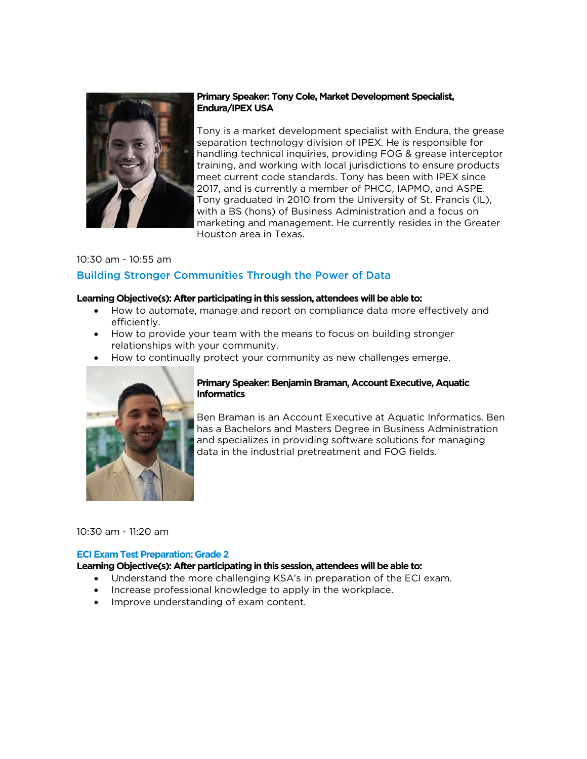**Primary Speaker: Tony Cole, Market Development Specialist, Endura/IPEX USA**

Tony is a market development specialist with Endura, the grease separation technology division of IPEX. He is responsible for handling technical inquiries, providing FOG & grease interceptor training, and working with local jurisdictions to ensure products meet current code standards. Tony has been with IPEX since 2017, and is currently a member of PHCC, IAPMO, and ASPE. Tony graduated in 2010 from the University of St. Francis (IL), with a BS (hons) of Business Administration and a focus on marketing and management. He currently resides in the Greater Houston area in Texas.

10:30 am - 10:55 am

### Building Stronger Communities Through the Power of Data

**Learning Objective(s): After participating in this session, attendees will be able to:**

- How to automate, manage and report on compliance data more effectively and efficiently.
- How to provide your team with the means to focus on building stronger relationships with your community.
- How to continually protect your community as new challenges emerge.

**Primary Speaker: Benjamin Braman, Account Executive, Aquatic Informatics**

Ben Braman is an Account Executive at Aquatic Informatics. Ben has a Bachelors and Masters Degree in Business Administration and specializes in providing software solutions for managing data in the industrial pretreatment and FOG fields.

10:30 am - 11:20 am

### ECI Exam Test Preparation: Grade 2

**Learning Objective(s): After participating in this session, attendees will be able to:**

- Understand the more challenging KSA's in preparation of the ECI exam.
- Increase professional knowledge to apply in the workplace.
- Improve understanding of exam content.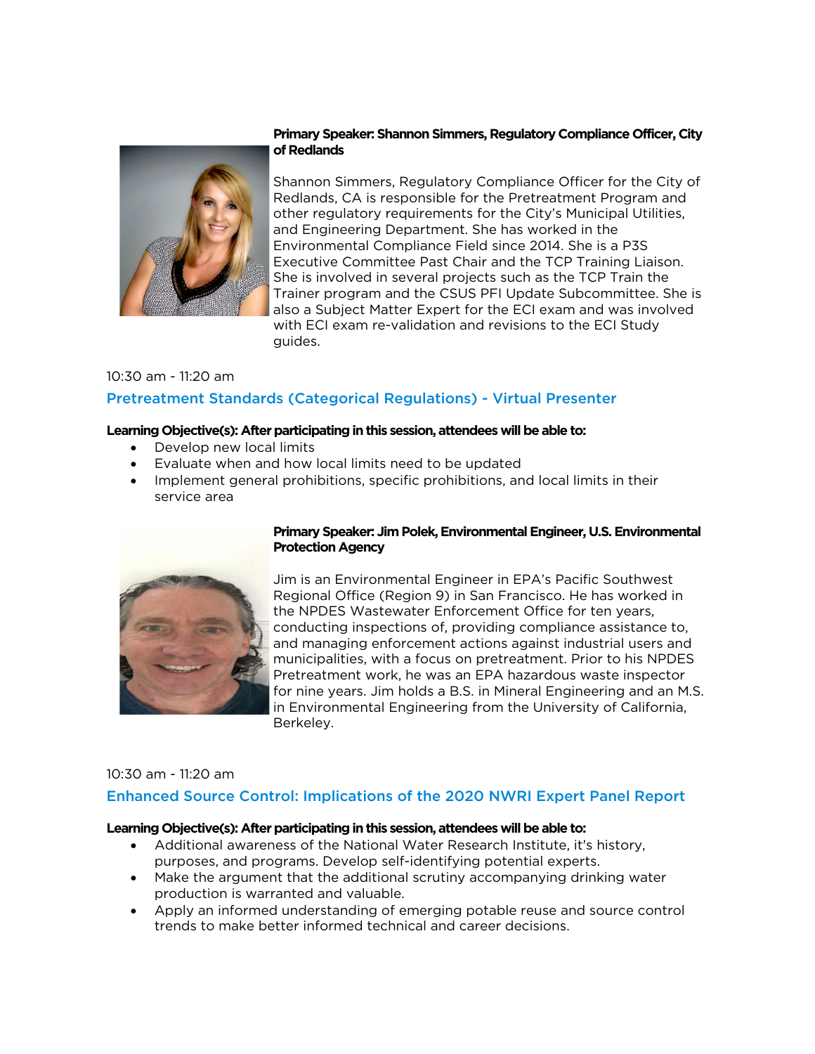**Primary Speaker: Shannon Simmers, Regulatory Compliance Officer, City of Redlands**

Shannon Simmers, Regulatory Compliance Officer for the City of Redlands, CA is responsible for the Pretreatment Program and other regulatory requirements for the City's Municipal Utilities, and Engineering Department. She has worked in the Environmental Compliance Field since 2014. She is a P3S Executive Committee Past Chair and the TCP Training Liaison. She is involved in several projects such as the TCP Train the Trainer program and the CSUS PFI Update Subcommittee. She is also a Subject Matter Expert for the ECI exam and was involved with ECI exam re-validation and revisions to the ECI Study guides.

10:30 am - 11:20 am

## Pretreatment Standards (Categorical Regulations) - Virtual Presenter

**Learning Objective(s): After participating in this session, attendees will be able to:**

- Develop new local limits
- Evaluate when and how local limits need to be updated
- Implement general prohibitions, specific prohibitions, and local limits in their service area

**Primary Speaker: Jim Polek, Environmental Engineer, U.S. Environmental Protection Agency**

Jim is an Environmental Engineer in EPA's Pacific Southwest Regional Office (Region 9) in San Francisco. He has worked in the NPDES Wastewater Enforcement Office for ten years, conducting inspections of, providing compliance assistance to, and managing enforcement actions against industrial users and municipalities, with a focus on pretreatment. Prior to his NPDES Pretreatment work, he was an EPA hazardous waste inspector for nine years. Jim holds a B.S. in Mineral Engineering and an M.S. in Environmental Engineering from the University of California, Berkeley.

10:30 am - 11:20 am

## Enhanced Source Control: Implications of the 2020 NWRI Expert Panel Report

**Learning Objective(s): After participating in this session, attendees will be able to:**

- Additional awareness of the National Water Research Institute, it's history, purposes, and programs. Develop self-identifying potential experts.
- Make the argument that the additional scrutiny accompanying drinking water production is warranted and valuable.
- Apply an informed understanding of emerging potable reuse and source control trends to make better informed technical and career decisions.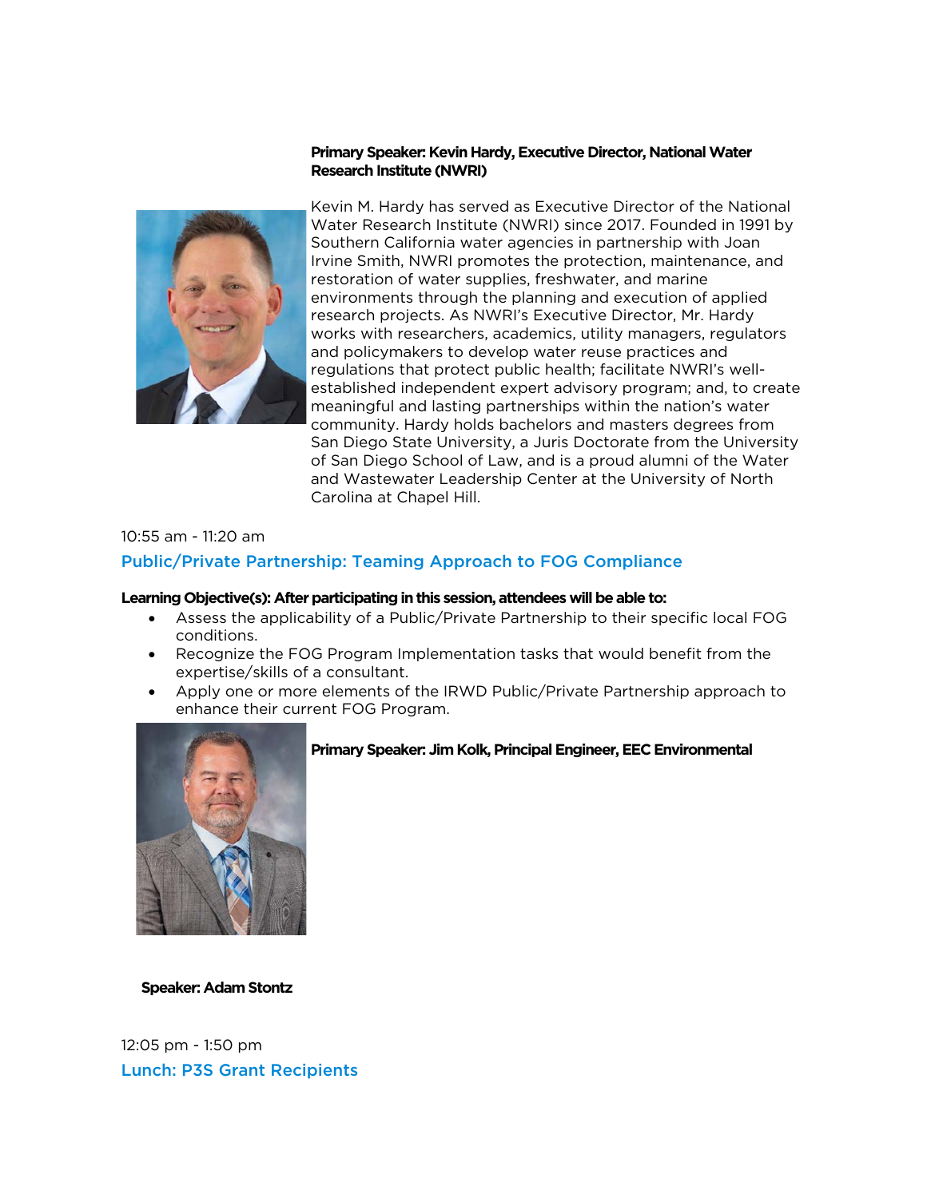**Primary Speaker: Kevin Hardy, Executive Director, National Water Research Institute (NWRI)**

Kevin M. Hardy has served as Executive Director of the National Water Research Institute (NWRI) since 2017. Founded in 1991 by Southern California water agencies in partnership with Joan Irvine Smith, NWRI promotes the protection, maintenance, and restoration of water supplies, freshwater, and marine environments through the planning and execution of applied research projects. As NWRI's Executive Director, Mr. Hardy works with researchers, academics, utility managers, regulators and policymakers to develop water reuse practices and regulations that protect public health; facilitate NWRI's well-established independent expert advisory program; and, to create meaningful and lasting partnerships within the nation's water community. Hardy holds bachelors and masters degrees from San Diego State University, a Juris Doctorate from the University of San Diego School of Law, and is a proud alumni of the Water and Wastewater Leadership Center at the University of North Carolina at Chapel Hill.

10:55 am - 11:20 am

## Public/Private Partnership: Teaming Approach to FOG Compliance

**Learning Objective(s): After participating in this session, attendees will be able to:**

- Assess the applicability of a Public/Private Partnership to their specific local FOG conditions.
- Recognize the FOG Program Implementation tasks that would benefit from the expertise/skills of a consultant.
- Apply one or more elements of the IRWD Public/Private Partnership approach to enhance their current FOG Program.

**Primary Speaker: Jim Kolk, Principal Engineer, EEC Environmental**

**Speaker: Adam Stontz**

12:05 pm - 1:50 pm

## Lunch: P3S Grant Recipients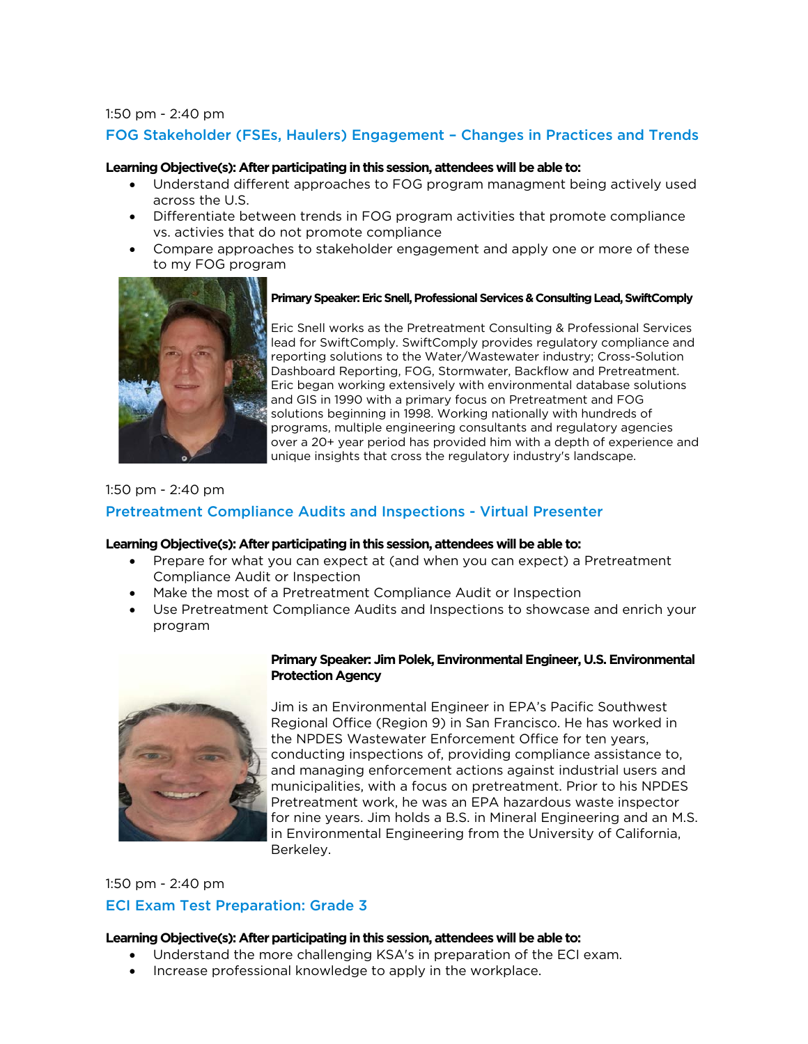1:50 pm - 2:40 pm

## FOG Stakeholder (FSEs, Haulers) Engagement – Changes in Practices and Trends

**Learning Objective(s): After participating in this session, attendees will be able to:**

- Understand different approaches to FOG program managment being actively used across the U.S.
- Differentiate between trends in FOG program activities that promote compliance vs. activies that do not promote compliance
- Compare approaches to stakeholder engagement and apply one or more of these to my FOG program

**Primary Speaker: Eric Snell, Professional Services & Consulting Lead, SwiftComply**

Eric Snell works as the Pretreatment Consulting & Professional Services lead for SwiftComply. SwiftComply provides regulatory compliance and reporting solutions to the Water/Wastewater industry; Cross-Solution Dashboard Reporting, FOG, Stormwater, Backflow and Pretreatment. Eric began working extensively with environmental database solutions and GIS in 1990 with a primary focus on Pretreatment and FOG solutions beginning in 1998. Working nationally with hundreds of programs, multiple engineering consultants and regulatory agencies over a 20+ year period has provided him with a depth of experience and unique insights that cross the regulatory industry's landscape.

1:50 pm - 2:40 pm

## Pretreatment Compliance Audits and Inspections - Virtual Presenter

**Learning Objective(s): After participating in this session, attendees will be able to:**

- Prepare for what you can expect at (and when you can expect) a Pretreatment Compliance Audit or Inspection
- Make the most of a Pretreatment Compliance Audit or Inspection
- Use Pretreatment Compliance Audits and Inspections to showcase and enrich your program

**Primary Speaker: Jim Polek, Environmental Engineer, U.S. Environmental Protection Agency**

Jim is an Environmental Engineer in EPA's Pacific Southwest Regional Office (Region 9) in San Francisco. He has worked in the NPDES Wastewater Enforcement Office for ten years, conducting inspections of, providing compliance assistance to, and managing enforcement actions against industrial users and municipalities, with a focus on pretreatment. Prior to his NPDES Pretreatment work, he was an EPA hazardous waste inspector for nine years. Jim holds a B.S. in Mineral Engineering and an M.S. in Environmental Engineering from the University of California, Berkeley.

1:50 pm - 2:40 pm

## ECI Exam Test Preparation: Grade 3

**Learning Objective(s): After participating in this session, attendees will be able to:**

- Understand the more challenging KSA's in preparation of the ECI exam.
- Increase professional knowledge to apply in the workplace.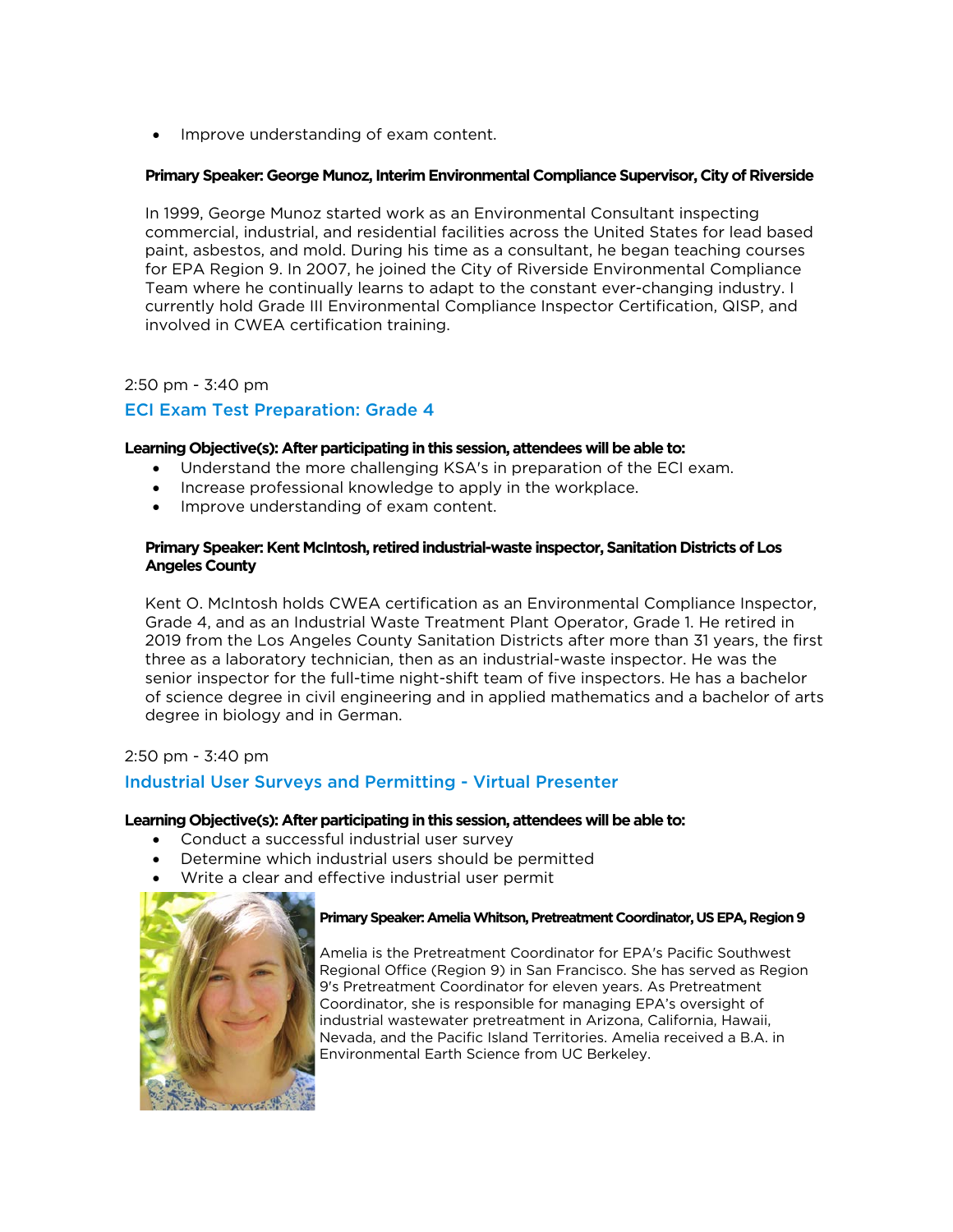- Improve understanding of exam content.

**Primary Speaker: George Munoz, Interim Environmental Compliance Supervisor, City of Riverside**

In 1999, George Munoz started work as an Environmental Consultant inspecting commercial, industrial, and residential facilities across the United States for lead based paint, asbestos, and mold. During his time as a consultant, he began teaching courses for EPA Region 9. In 2007, he joined the City of Riverside Environmental Compliance Team where he continually learns to adapt to the constant ever-changing industry. I currently hold Grade III Environmental Compliance Inspector Certification, QISP, and involved in CWEA certification training.

2:50 pm - 3:40 pm

## ECI Exam Test Preparation: Grade 4

**Learning Objective(s): After participating in this session, attendees will be able to:**

- Understand the more challenging KSA's in preparation of the ECI exam.
- Increase professional knowledge to apply in the workplace.
- Improve understanding of exam content.

**Primary Speaker: Kent McIntosh, retired industrial-waste inspector, Sanitation Districts of Los Angeles County**

Kent O. McIntosh holds CWEA certification as an Environmental Compliance Inspector, Grade 4, and as an Industrial Waste Treatment Plant Operator, Grade 1. He retired in 2019 from the Los Angeles County Sanitation Districts after more than 31 years, the first three as a laboratory technician, then as an industrial-waste inspector. He was the senior inspector for the full-time night-shift team of five inspectors. He has a bachelor of science degree in civil engineering and in applied mathematics and a bachelor of arts degree in biology and in German.

2:50 pm - 3:40 pm

## Industrial User Surveys and Permitting - Virtual Presenter

**Learning Objective(s): After participating in this session, attendees will be able to:**

- Conduct a successful industrial user survey
- Determine which industrial users should be permitted
- Write a clear and effective industrial user permit

**Primary Speaker: Amelia Whitson, Pretreatment Coordinator, US EPA, Region 9**

Amelia is the Pretreatment Coordinator for EPA's Pacific Southwest Regional Office (Region 9) in San Francisco. She has served as Region 9's Pretreatment Coordinator for eleven years. As Pretreatment Coordinator, she is responsible for managing EPA's oversight of industrial wastewater pretreatment in Arizona, California, Hawaii, Nevada, and the Pacific Island Territories. Amelia received a B.A. in Environmental Earth Science from UC Berkeley.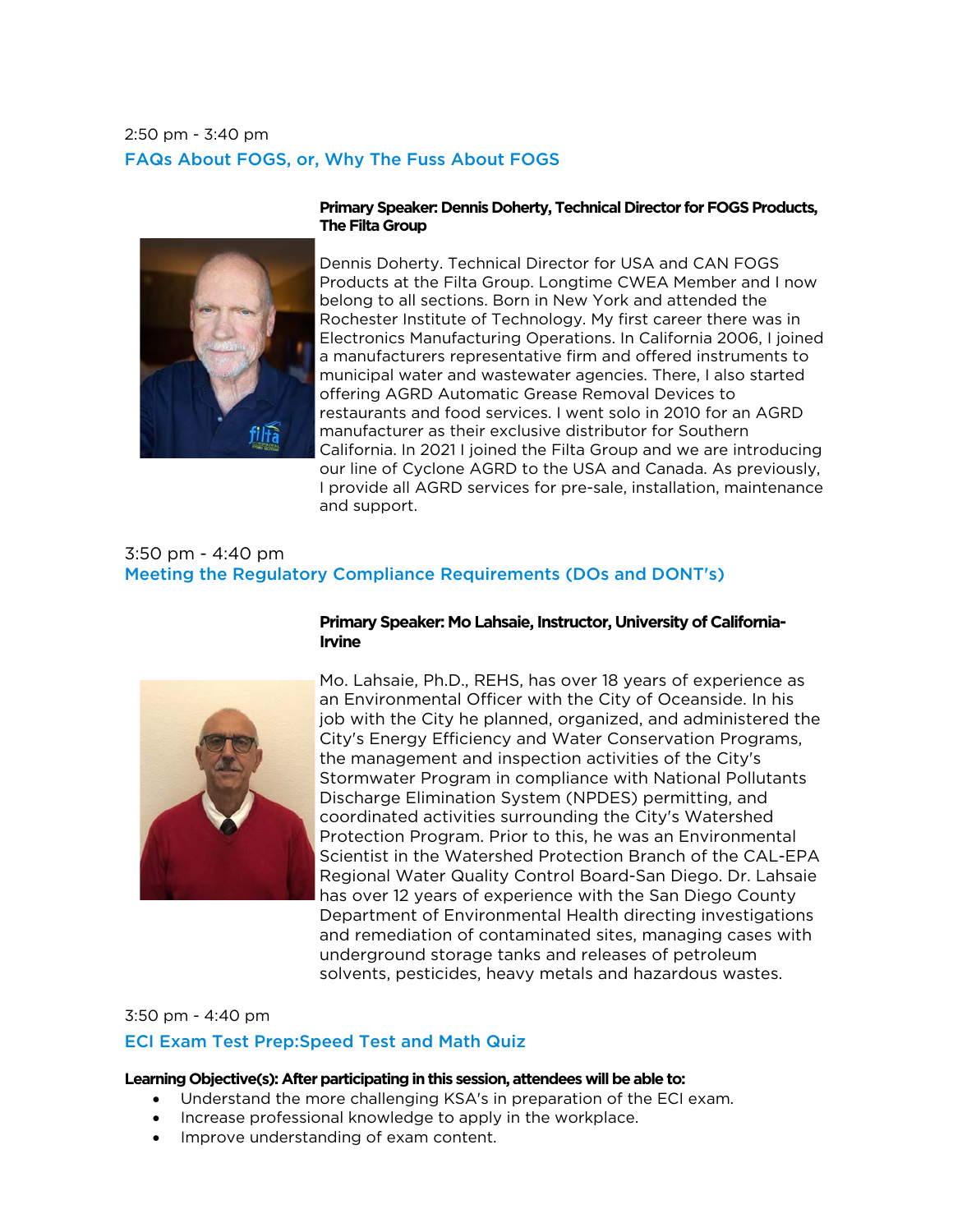2:50 pm - 3:40 pm

### FAQs About FOGS, or, Why The Fuss About FOGS

**Primary Speaker: Dennis Doherty, Technical Director for FOGS Products, The Filta Group**

Dennis Doherty. Technical Director for USA and CAN FOGS Products at the Filta Group. Longtime CWEA Member and I now belong to all sections. Born in New York and attended the Rochester Institute of Technology. My first career there was in Electronics Manufacturing Operations. In California 2006, I joined a manufacturers representative firm and offered instruments to municipal water and wastewater agencies. There, I also started offering AGRD Automatic Grease Removal Devices to restaurants and food services. I went solo in 2010 for an AGRD manufacturer as their exclusive distributor for Southern California. In 2021 I joined the Filta Group and we are introducing our line of Cyclone AGRD to the USA and Canada. As previously, I provide all AGRD services for pre-sale, installation, maintenance and support.

3:50 pm - 4:40 pm

### Meeting the Regulatory Compliance Requirements (DOs and DONT's)

**Primary Speaker: Mo Lahsaie, Instructor, University of California-Irvine**

Mo. Lahsaie, Ph.D., REHS, has over 18 years of experience as an Environmental Officer with the City of Oceanside. In his job with the City he planned, organized, and administered the City's Energy Efficiency and Water Conservation Programs, the management and inspection activities of the City's Stormwater Program in compliance with National Pollutants Discharge Elimination System (NPDES) permitting, and coordinated activities surrounding the City's Watershed Protection Program. Prior to this, he was an Environmental Scientist in the Watershed Protection Branch of the CAL-EPA Regional Water Quality Control Board-San Diego. Dr. Lahsaie has over 12 years of experience with the San Diego County Department of Environmental Health directing investigations and remediation of contaminated sites, managing cases with underground storage tanks and releases of petroleum solvents, pesticides, heavy metals and hazardous wastes.

3:50 pm - 4:40 pm

### ECI Exam Test Prep:Speed Test and Math Quiz

**Learning Objective(s): After participating in this session, attendees will be able to:**

- Understand the more challenging KSA's in preparation of the ECI exam.
- Increase professional knowledge to apply in the workplace.
- Improve understanding of exam content.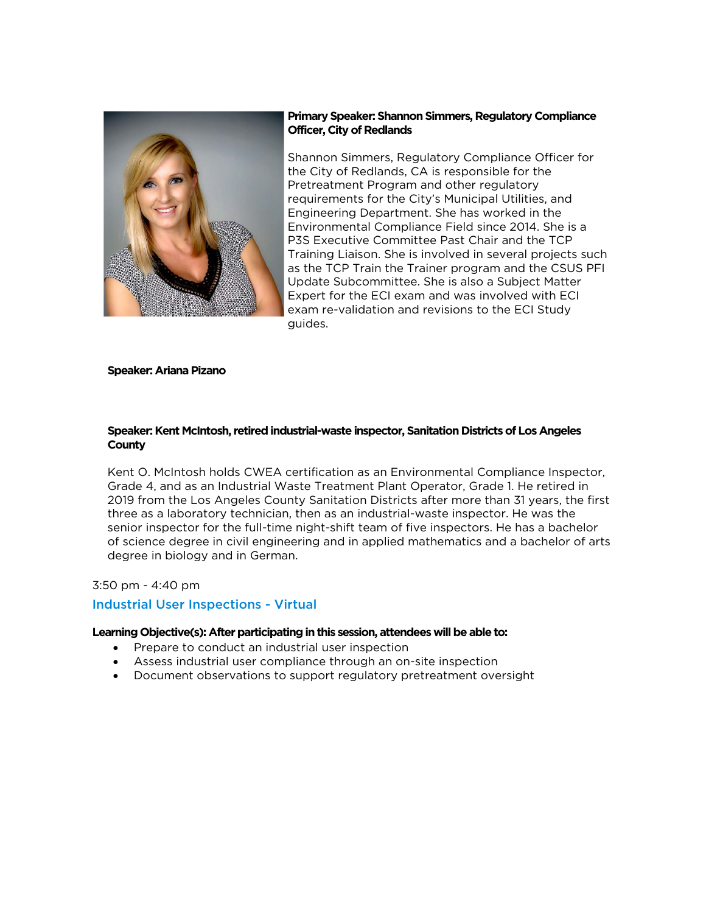**Primary Speaker: Shannon Simmers, Regulatory Compliance Officer, City of Redlands**

Shannon Simmers, Regulatory Compliance Officer for the City of Redlands, CA is responsible for the Pretreatment Program and other regulatory requirements for the City's Municipal Utilities, and Engineering Department. She has worked in the Environmental Compliance Field since 2014. She is a P3S Executive Committee Past Chair and the TCP Training Liaison. She is involved in several projects such as the TCP Train the Trainer program and the CSUS PFI Update Subcommittee. She is also a Subject Matter Expert for the ECI exam and was involved with ECI exam re-validation and revisions to the ECI Study guides.

**Speaker: Ariana Pizano**

**Speaker: Kent McIntosh, retired industrial-waste inspector, Sanitation Districts of Los Angeles County**

Kent O. McIntosh holds CWEA certification as an Environmental Compliance Inspector, Grade 4, and as an Industrial Waste Treatment Plant Operator, Grade 1. He retired in 2019 from the Los Angeles County Sanitation Districts after more than 31 years, the first three as a laboratory technician, then as an industrial-waste inspector. He was the senior inspector for the full-time night-shift team of five inspectors. He has a bachelor of science degree in civil engineering and in applied mathematics and a bachelor of arts degree in biology and in German.

3:50 pm - 4:40 pm

## Industrial User Inspections - Virtual

**Learning Objective(s): After participating in this session, attendees will be able to:**

- Prepare to conduct an industrial user inspection
- Assess industrial user compliance through an on-site inspection
- Document observations to support regulatory pretreatment oversight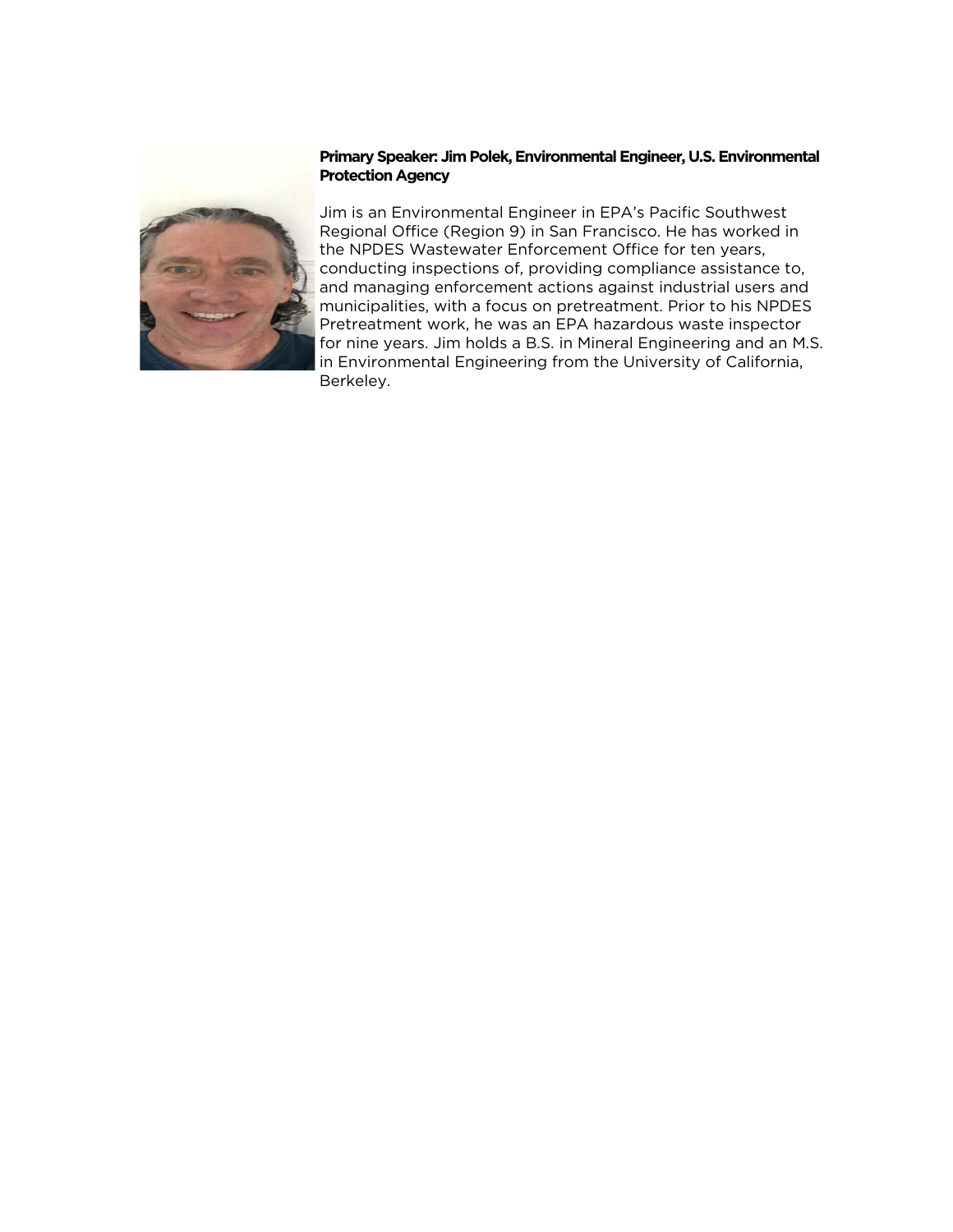**Primary Speaker: Jim Polek, Environmental Engineer, U.S. Environmental Protection Agency**

Jim is an Environmental Engineer in EPA's Pacific Southwest Regional Office (Region 9) in San Francisco. He has worked in the NPDES Wastewater Enforcement Office for ten years, conducting inspections of, providing compliance assistance to, and managing enforcement actions against industrial users and municipalities, with a focus on pretreatment. Prior to his NPDES Pretreatment work, he was an EPA hazardous waste inspector for nine years. Jim holds a B.S. in Mineral Engineering and an M.S. in Environmental Engineering from the University of California, Berkeley.